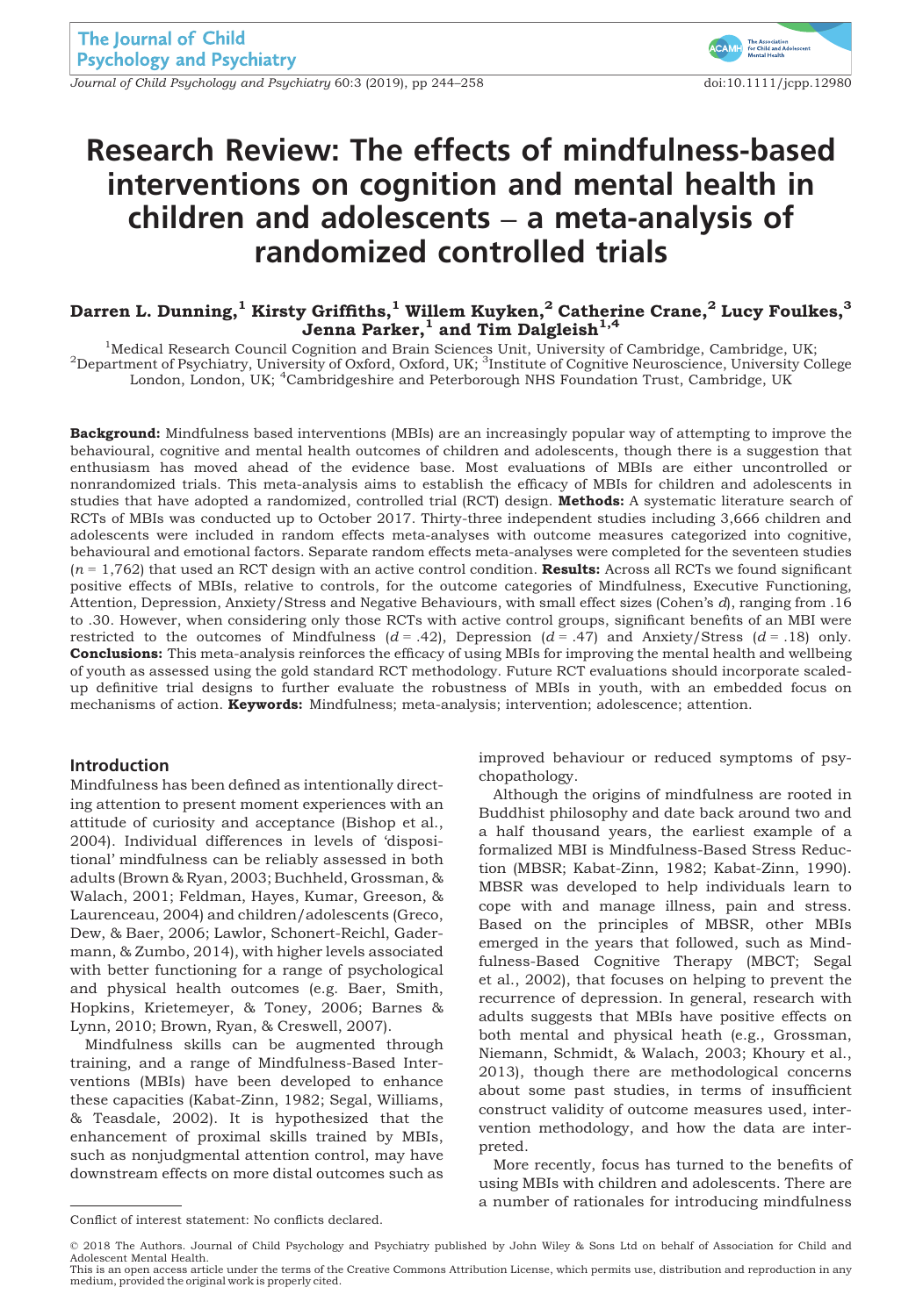# Research Review: The effects of mindfulness-based interventions on cognition and mental health in children and adolescents – a meta-analysis of randomized controlled trials

**Darren L. Dunning,[1] Kirsty Griffiths,[1] Willem Kuyken,[2] Catherine Crane,[2] Lucy Foulkes,[3] Jenna Parker,[1] and Tim Dalgleish[1,4]**

[1]Medical Research Council Cognition and Brain Sciences Unit, University of Cambridge, Cambridge, UK; [2]Department of Psychiatry, University of Oxford, Oxford, UK; [3]Institute of Cognitive Neuroscience, University College London, London, UK; [4]Cambridgeshire and Peterborough NHS Foundation Trust, Cambridge, UK

**Background:** Mindfulness based interventions (MBIs) are an increasingly popular way of attempting to improve the behavioural, cognitive and mental health outcomes of children and adolescents, though there is a suggestion that enthusiasm has moved ahead of the evidence base. Most evaluations of MBIs are either uncontrolled or nonrandomized trials. This meta-analysis aims to establish the efficacy of MBIs for children and adolescents in studies that have adopted a randomized, controlled trial (RCT) design. **Methods:** A systematic literature search of RCTs of MBIs was conducted up to October 2017. Thirty-three independent studies including 3,666 children and adolescents were included in random effects meta-analyses with outcome measures categorized into cognitive, behavioural and emotional factors. Separate random effects meta-analyses were completed for the seventeen studies ($n$ = 1,762) that used an RCT design with an active control condition. **Results:** Across all RCTs we found significant positive effects of MBIs, relative to controls, for the outcome categories of Mindfulness, Executive Functioning, Attention, Depression, Anxiety/Stress and Negative Behaviours, with small effect sizes (Cohen's $d$), ranging from .16 to .30. However, when considering only those RCTs with active control groups, significant benefits of an MBI were restricted to the outcomes of Mindfulness ($d$ = .42), Depression ($d$ = .47) and Anxiety/Stress ($d$ = .18) only. **Conclusions:** This meta-analysis reinforces the efficacy of using MBIs for improving the mental health and wellbeing of youth as assessed using the gold standard RCT methodology. Future RCT evaluations should incorporate scaled-up definitive trial designs to further evaluate the robustness of MBIs in youth, with an embedded focus on mechanisms of action. **Keywords:** Mindfulness; meta-analysis; intervention; adolescence; attention.

## Introduction

Mindfulness has been defined as intentionally directing attention to present moment experiences with an attitude of curiosity and acceptance (Bishop et al., 2004). Individual differences in levels of 'dispositional' mindfulness can be reliably assessed in both adults (Brown & Ryan, 2003; Buchheld, Grossman, & Walach, 2001; Feldman, Hayes, Kumar, Greeson, & Laurenceau, 2004) and children/adolescents (Greco, Dew, & Baer, 2006; Lawlor, Schonert-Reichl, Gadermann, & Zumbo, 2014), with higher levels associated with better functioning for a range of psychological and physical health outcomes (e.g. Baer, Smith, Hopkins, Krietemeyer, & Toney, 2006; Barnes & Lynn, 2010; Brown, Ryan, & Creswell, 2007).

Mindfulness skills can be augmented through training, and a range of Mindfulness-Based Interventions (MBIs) have been developed to enhance these capacities (Kabat-Zinn, 1982; Segal, Williams, & Teasdale, 2002). It is hypothesized that the enhancement of proximal skills trained by MBIs, such as nonjudgmental attention control, may have downstream effects on more distal outcomes such as improved behaviour or reduced symptoms of psychopathology.

Although the origins of mindfulness are rooted in Buddhist philosophy and date back around two and a half thousand years, the earliest example of a formalized MBI is Mindfulness-Based Stress Reduction (MBSR; Kabat-Zinn, 1982; Kabat-Zinn, 1990). MBSR was developed to help individuals learn to cope with and manage illness, pain and stress. Based on the principles of MBSR, other MBIs emerged in the years that followed, such as Mindfulness-Based Cognitive Therapy (MBCT; Segal et al., 2002), that focuses on helping to prevent the recurrence of depression. In general, research with adults suggests that MBIs have positive effects on both mental and physical heath (e.g., Grossman, Niemann, Schmidt, & Walach, 2003; Khoury et al., 2013), though there are methodological concerns about some past studies, in terms of insufficient construct validity of outcome measures used, intervention methodology, and how the data are interpreted.

More recently, focus has turned to the benefits of using MBIs with children and adolescents. There are a number of rationales for introducing mindfulness

Conflict of interest statement: No conflicts declared.

© 2018 The Authors. Journal of Child Psychology and Psychiatry published by John Wiley & Sons Ltd on behalf of Association for Child and Adolescent Mental Health.
This is an open access article under the terms of the Creative Commons Attribution License, which permits use, distribution and reproduction in any medium, provided the original work is properly cited.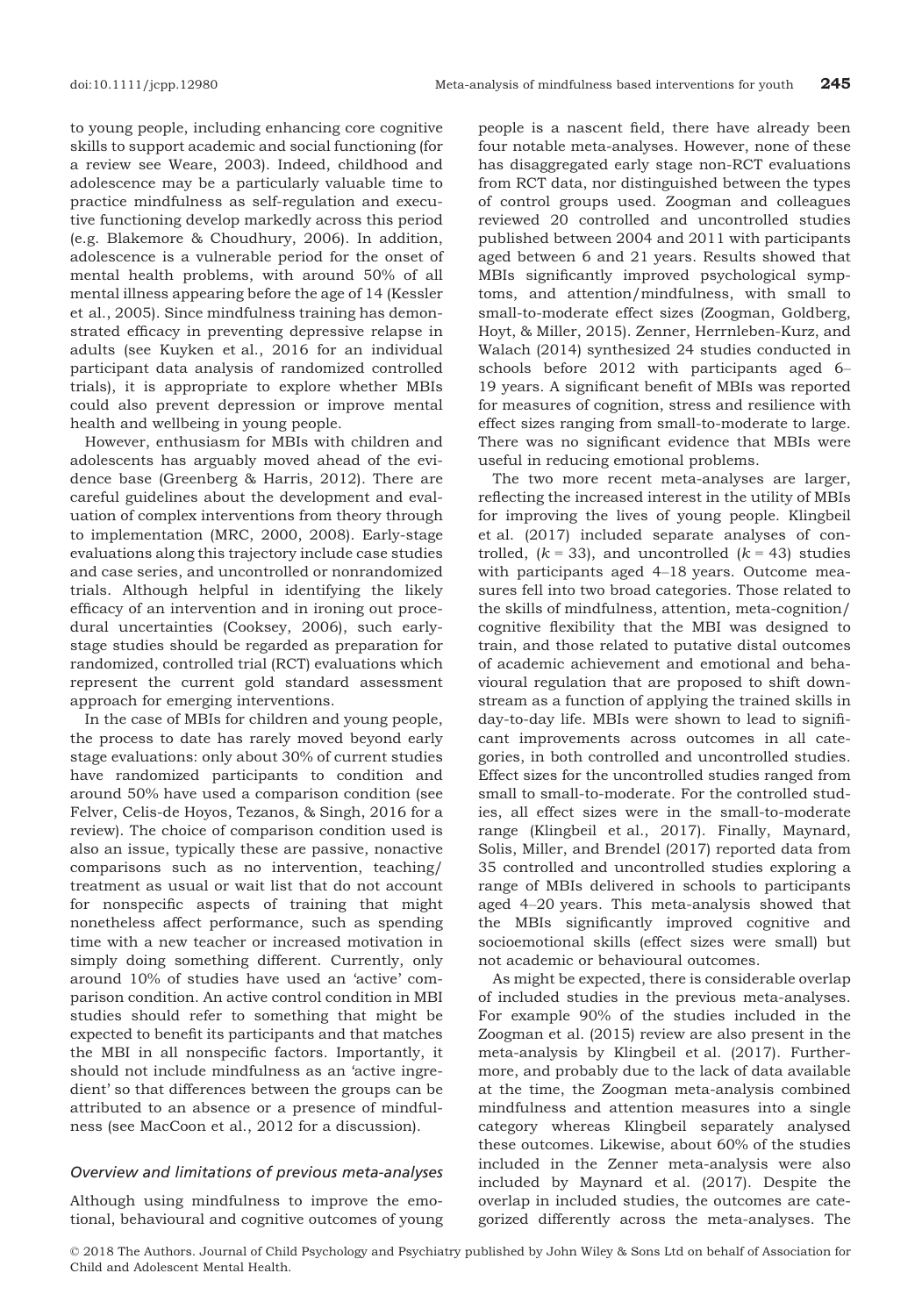to young people, including enhancing core cognitive skills to support academic and social functioning (for a review see Weare, 2003). Indeed, childhood and adolescence may be a particularly valuable time to practice mindfulness as self-regulation and executive functioning develop markedly across this period (e.g. Blakemore & Choudhury, 2006). In addition, adolescence is a vulnerable period for the onset of mental health problems, with around 50% of all mental illness appearing before the age of 14 (Kessler et al., 2005). Since mindfulness training has demonstrated efficacy in preventing depressive relapse in adults (see Kuyken et al., 2016 for an individual participant data analysis of randomized controlled trials), it is appropriate to explore whether MBIs could also prevent depression or improve mental health and wellbeing in young people.

However, enthusiasm for MBIs with children and adolescents has arguably moved ahead of the evidence base (Greenberg & Harris, 2012). There are careful guidelines about the development and evaluation of complex interventions from theory through to implementation (MRC, 2000, 2008). Early-stage evaluations along this trajectory include case studies and case series, and uncontrolled or nonrandomized trials. Although helpful in identifying the likely efficacy of an intervention and in ironing out procedural uncertainties (Cooksey, 2006), such early-stage studies should be regarded as preparation for randomized, controlled trial (RCT) evaluations which represent the current gold standard assessment approach for emerging interventions.

In the case of MBIs for children and young people, the process to date has rarely moved beyond early stage evaluations: only about 30% of current studies have randomized participants to condition and around 50% have used a comparison condition (see Felver, Celis-de Hoyos, Tezanos, & Singh, 2016 for a review). The choice of comparison condition used is also an issue, typically these are passive, nonactive comparisons such as no intervention, teaching/treatment as usual or wait list that do not account for nonspecific aspects of training that might nonetheless affect performance, such as spending time with a new teacher or increased motivation in simply doing something different. Currently, only around 10% of studies have used an 'active' comparison condition. An active control condition in MBI studies should refer to something that might be expected to benefit its participants and that matches the MBI in all nonspecific factors. Importantly, it should not include mindfulness as an 'active ingredient' so that differences between the groups can be attributed to an absence or a presence of mindfulness (see MacCoon et al., 2012 for a discussion).

### *Overview and limitations of previous meta-analyses*

Although using mindfulness to improve the emotional, behavioural and cognitive outcomes of young people is a nascent field, there have already been four notable meta-analyses. However, none of these has disaggregated early stage non-RCT evaluations from RCT data, nor distinguished between the types of control groups used. Zoogman and colleagues reviewed 20 controlled and uncontrolled studies published between 2004 and 2011 with participants aged between 6 and 21 years. Results showed that MBIs significantly improved psychological symptoms, and attention/mindfulness, with small to small-to-moderate effect sizes (Zoogman, Goldberg, Hoyt, & Miller, 2015). Zenner, Herrnleben-Kurz, and Walach (2014) synthesized 24 studies conducted in schools before 2012 with participants aged 6–19 years. A significant benefit of MBIs was reported for measures of cognition, stress and resilience with effect sizes ranging from small-to-moderate to large. There was no significant evidence that MBIs were useful in reducing emotional problems.

The two more recent meta-analyses are larger, reflecting the increased interest in the utility of MBIs for improving the lives of young people. Klingbeil et al. (2017) included separate analyses of controlled, ($k = 33$), and uncontrolled ($k = 43$) studies with participants aged 4–18 years. Outcome measures fell into two broad categories. Those related to the skills of mindfulness, attention, meta-cognition/cognitive flexibility that the MBI was designed to train, and those related to putative distal outcomes of academic achievement and emotional and behavioural regulation that are proposed to shift downstream as a function of applying the trained skills in day-to-day life. MBIs were shown to lead to significant improvements across outcomes in all categories, in both controlled and uncontrolled studies. Effect sizes for the uncontrolled studies ranged from small to small-to-moderate. For the controlled studies, all effect sizes were in the small-to-moderate range (Klingbeil et al., 2017). Finally, Maynard, Solis, Miller, and Brendel (2017) reported data from 35 controlled and uncontrolled studies exploring a range of MBIs delivered in schools to participants aged 4–20 years. This meta-analysis showed that the MBIs significantly improved cognitive and socioemotional skills (effect sizes were small) but not academic or behavioural outcomes.

As might be expected, there is considerable overlap of included studies in the previous meta-analyses. For example 90% of the studies included in the Zoogman et al. (2015) review are also present in the meta-analysis by Klingbeil et al. (2017). Furthermore, and probably due to the lack of data available at the time, the Zoogman meta-analysis combined mindfulness and attention measures into a single category whereas Klingbeil separately analysed these outcomes. Likewise, about 60% of the studies included in the Zenner meta-analysis were also included by Maynard et al. (2017). Despite the overlap in included studies, the outcomes are categorized differently across the meta-analyses. The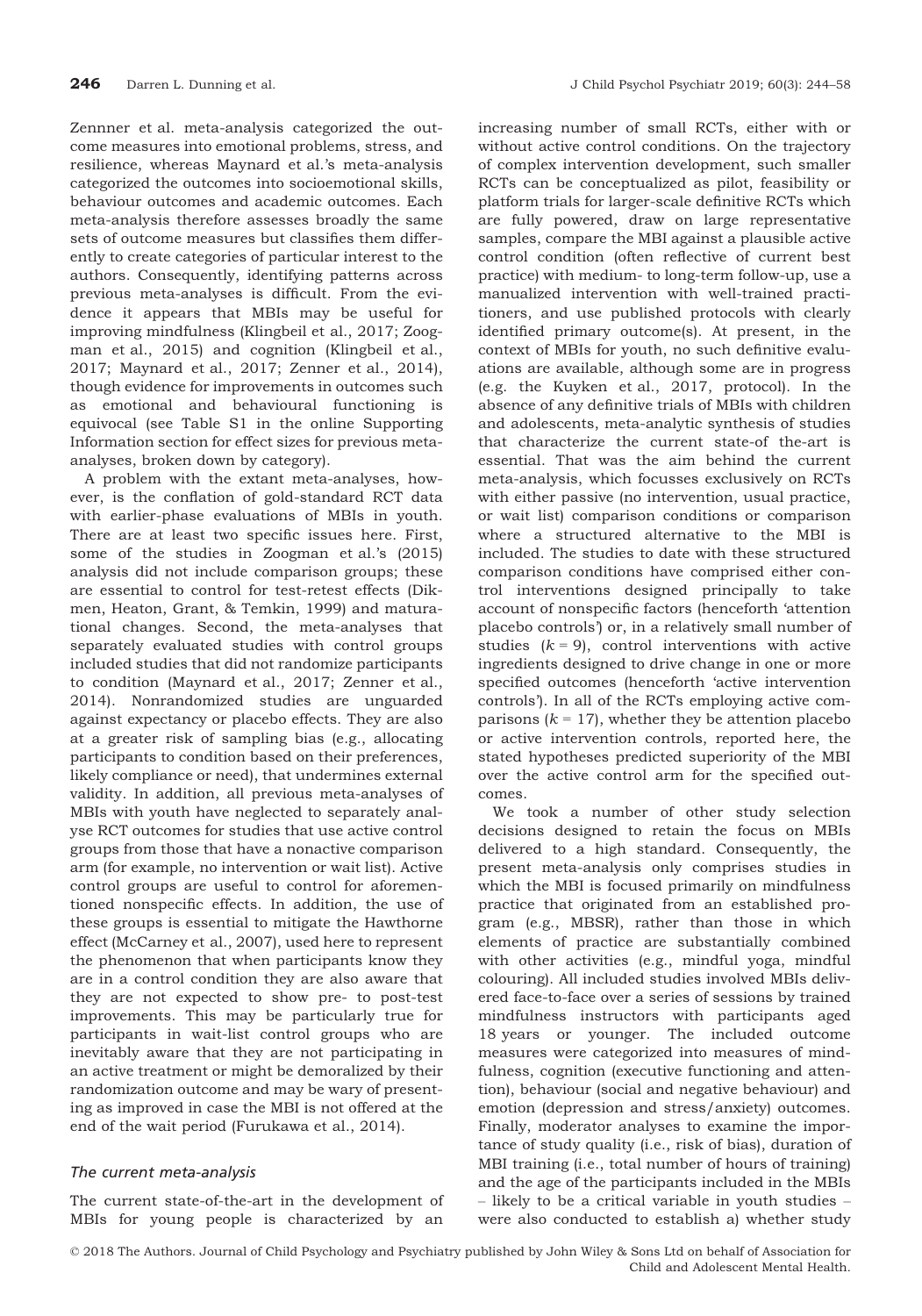Zennner et al. meta-analysis categorized the outcome measures into emotional problems, stress, and resilience, whereas Maynard et al.'s meta-analysis categorized the outcomes into socioemotional skills, behaviour outcomes and academic outcomes. Each meta-analysis therefore assesses broadly the same sets of outcome measures but classifies them differently to create categories of particular interest to the authors. Consequently, identifying patterns across previous meta-analyses is difficult. From the evidence it appears that MBIs may be useful for improving mindfulness (Klingbeil et al., 2017; Zoogman et al., 2015) and cognition (Klingbeil et al., 2017; Maynard et al., 2017; Zenner et al., 2014), though evidence for improvements in outcomes such as emotional and behavioural functioning is equivocal (see Table S1 in the online Supporting Information section for effect sizes for previous meta-analyses, broken down by category).

A problem with the extant meta-analyses, however, is the conflation of gold-standard RCT data with earlier-phase evaluations of MBIs in youth. There are at least two specific issues here. First, some of the studies in Zoogman et al.'s (2015) analysis did not include comparison groups; these are essential to control for test-retest effects (Dikmen, Heaton, Grant, & Temkin, 1999) and maturational changes. Second, the meta-analyses that separately evaluated studies with control groups included studies that did not randomize participants to condition (Maynard et al., 2017; Zenner et al., 2014). Nonrandomized studies are unguarded against expectancy or placebo effects. They are also at a greater risk of sampling bias (e.g., allocating participants to condition based on their preferences, likely compliance or need), that undermines external validity. In addition, all previous meta-analyses of MBIs with youth have neglected to separately analyse RCT outcomes for studies that use active control groups from those that have a nonactive comparison arm (for example, no intervention or wait list). Active control groups are useful to control for aforementioned nonspecific effects. In addition, the use of these groups is essential to mitigate the Hawthorne effect (McCarney et al., 2007), used here to represent the phenomenon that when participants know they are in a control condition they are also aware that they are not expected to show pre- to post-test improvements. This may be particularly true for participants in wait-list control groups who are inevitably aware that they are not participating in an active treatment or might be demoralized by their randomization outcome and may be wary of presenting as improved in case the MBI is not offered at the end of the wait period (Furukawa et al., 2014).

### *The current meta-analysis*

The current state-of-the-art in the development of MBIs for young people is characterized by an increasing number of small RCTs, either with or without active control conditions. On the trajectory of complex intervention development, such smaller RCTs can be conceptualized as pilot, feasibility or platform trials for larger-scale definitive RCTs which are fully powered, draw on large representative samples, compare the MBI against a plausible active control condition (often reflective of current best practice) with medium- to long-term follow-up, use a manualized intervention with well-trained practitioners, and use published protocols with clearly identified primary outcome(s). At present, in the context of MBIs for youth, no such definitive evaluations are available, although some are in progress (e.g. the Kuyken et al., 2017, protocol). In the absence of any definitive trials of MBIs with children and adolescents, meta-analytic synthesis of studies that characterize the current state-of-the-art is essential. That was the aim behind the current meta-analysis, which focusses exclusively on RCTs with either passive (no intervention, usual practice, or wait list) comparison conditions or comparison where a structured alternative to the MBI is included. The studies to date with these structured comparison conditions have comprised either control interventions designed principally to take account of nonspecific factors (henceforth 'attention placebo controls') or, in a relatively small number of studies ($k = 9$), control interventions with active ingredients designed to drive change in one or more specified outcomes (henceforth 'active intervention controls'). In all of the RCTs employing active comparisons ($k = 17$), whether they be attention placebo or active intervention controls, reported here, the stated hypotheses predicted superiority of the MBI over the active control arm for the specified outcomes.

We took a number of other study selection decisions designed to retain the focus on MBIs delivered to a high standard. Consequently, the present meta-analysis only comprises studies in which the MBI is focused primarily on mindfulness practice that originated from an established program (e.g., MBSR), rather than those in which elements of practice are substantially combined with other activities (e.g., mindful yoga, mindful colouring). All included studies involved MBIs delivered face-to-face over a series of sessions by trained mindfulness instructors with participants aged 18 years or younger. The included outcome measures were categorized into measures of mindfulness, cognition (executive functioning and attention), behaviour (social and negative behaviour) and emotion (depression and stress/anxiety) outcomes. Finally, moderator analyses to examine the importance of study quality (i.e., risk of bias), duration of MBI training (i.e., total number of hours of training) and the age of the participants included in the MBIs – likely to be a critical variable in youth studies – were also conducted to establish a) whether study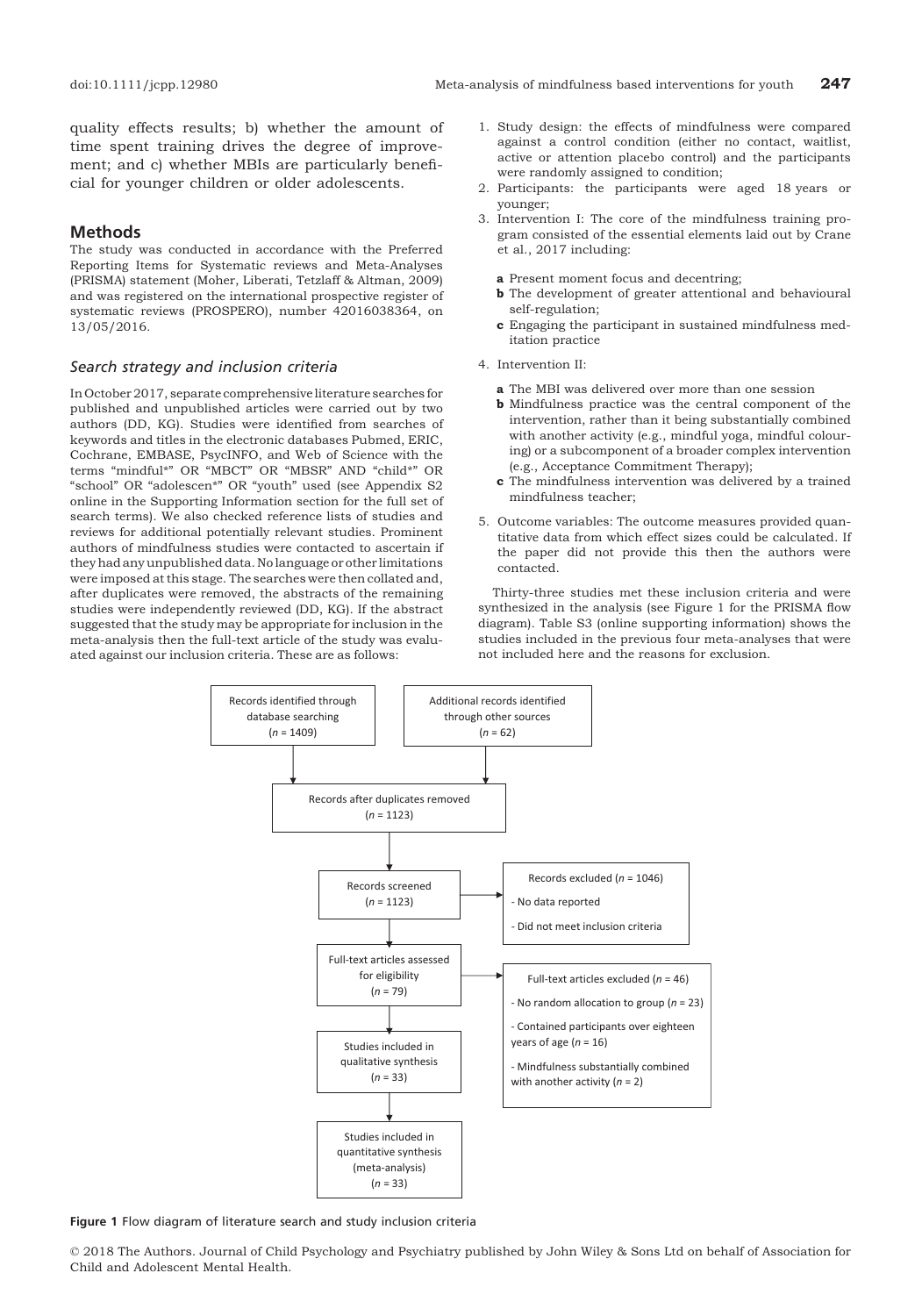quality effects results; b) whether the amount of time spent training drives the degree of improvement; and c) whether MBIs are particularly beneficial for younger children or older adolescents.

## Methods

The study was conducted in accordance with the Preferred Reporting Items for Systematic reviews and Meta-Analyses (PRISMA) statement (Moher, Liberati, Tetzlaff & Altman, 2009) and was registered on the international prospective register of systematic reviews (PROSPERO), number 42016038364, on 13/05/2016.

### Search strategy and inclusion criteria

In October 2017, separate comprehensive literature searches for published and unpublished articles were carried out by two authors (DD, KG). Studies were identified from searches of keywords and titles in the electronic databases Pubmed, ERIC, Cochrane, EMBASE, PsycINFO, and Web of Science with the terms "mindful*" OR "MBCT" OR "MBSR" AND "child*" OR "school" OR "adolescen*" OR "youth" used (see Appendix S2 online in the Supporting Information section for the full set of search terms). We also checked reference lists of studies and reviews for additional potentially relevant studies. Prominent authors of mindfulness studies were contacted to ascertain if they had any unpublished data. No language or other limitations were imposed at this stage. The searches were then collated and, after duplicates were removed, the abstracts of the remaining studies were independently reviewed (DD, KG). If the abstract suggested that the study may be appropriate for inclusion in the meta-analysis then the full-text article of the study was evaluated against our inclusion criteria. These are as follows:

1. Study design: the effects of mindfulness were compared against a control condition (either no contact, waitlist, active or attention placebo control) and the participants were randomly assigned to condition;
2. Participants: the participants were aged 18 years or younger;
3. Intervention I: The core of the mindfulness training program consisted of the essential elements laid out by Crane et al., 2017 including:
   - **a** Present moment focus and decentring;
   - **b** The development of greater attentional and behavioural self-regulation;
   - **c** Engaging the participant in sustained mindfulness meditation practice
4. Intervention II:
   - **a** The MBI was delivered over more than one session
   - **b** Mindfulness practice was the central component of the intervention, rather than it being substantially combined with another activity (e.g., mindful yoga, mindful colouring) or a subcomponent of a broader complex intervention (e.g., Acceptance Commitment Therapy);
   - **c** The mindfulness intervention was delivered by a trained mindfulness teacher;
5. Outcome variables: The outcome measures provided quantitative data from which effect sizes could be calculated. If the paper did not provide this then the authors were contacted.

Thirty-three studies met these inclusion criteria and were synthesized in the analysis (see Figure 1 for the PRISMA flow diagram). Table S3 (online supporting information) shows the studies included in the previous four meta-analyses that were not included here and the reasons for exclusion.

Records identified through database searching ($n$ = 1409)

Additional records identified through other sources ($n$ = 62)

Records after duplicates removed ($n$ = 1123)

Records screened ($n$ = 1123)

Records excluded ($n$ = 1046)
- No data reported
- Did not meet inclusion criteria

Full-text articles assessed for eligibility ($n$ = 79)

Full-text articles excluded ($n$ = 46)
- No random allocation to group ($n$ = 23)
- Contained participants over eighteen years of age ($n$ = 16)
- Mindfulness substantially combined with another activity ($n$ = 2)

Studies included in qualitative synthesis ($n$ = 33)

Studies included in quantitative synthesis (meta-analysis) ($n$ = 33)

**Figure 1** Flow diagram of literature search and study inclusion criteria

© 2018 The Authors. Journal of Child Psychology and Psychiatry published by John Wiley & Sons Ltd on behalf of Association for Child and Adolescent Mental Health.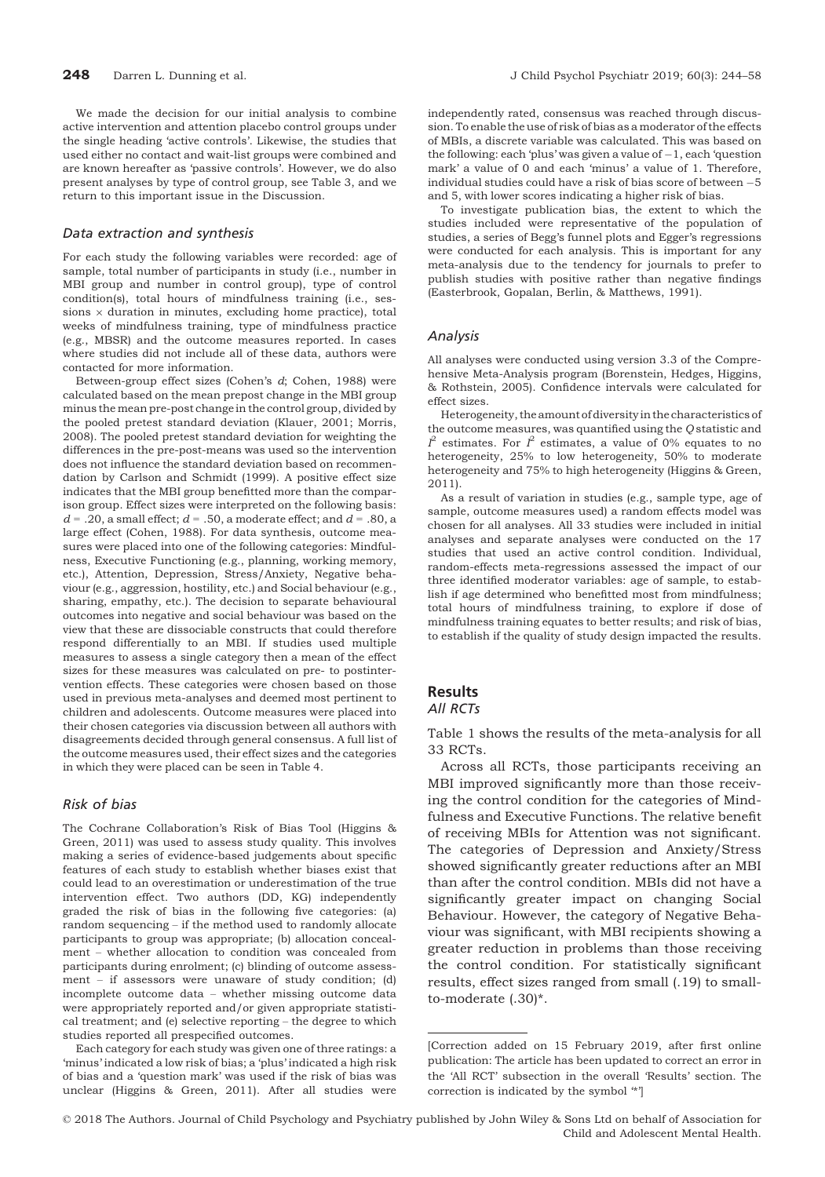We made the decision for our initial analysis to combine active intervention and attention placebo control groups under the single heading 'active controls'. Likewise, the studies that used either no contact and wait-list groups were combined and are known hereafter as 'passive controls'. However, we do also present analyses by type of control group, see Table 3, and we return to this important issue in the Discussion.

### Data extraction and synthesis

For each study the following variables were recorded: age of sample, total number of participants in study (i.e., number in MBI group and number in control group), type of control condition(s), total hours of mindfulness training (i.e., sessions × duration in minutes, excluding home practice), total weeks of mindfulness training, type of mindfulness practice (e.g., MBSR) and the outcome measures reported. In cases where studies did not include all of these data, authors were contacted for more information.

Between-group effect sizes (Cohen's $d$; Cohen, 1988) were calculated based on the mean prepost change in the MBI group minus the mean pre-post change in the control group, divided by the pooled pretest standard deviation (Klauer, 2001; Morris, 2008). The pooled pretest standard deviation for weighting the differences in the pre-post-means was used so the intervention does not influence the standard deviation based on recommendation by Carlson and Schmidt (1999). A positive effect size indicates that the MBI group benefitted more than the comparison group. Effect sizes were interpreted on the following basis: $d = .20$, a small effect; $d = .50$, a moderate effect; and $d = .80$, a large effect (Cohen, 1988). For data synthesis, outcome measures were placed into one of the following categories: Mindfulness, Executive Functioning (e.g., planning, working memory, etc.), Attention, Depression, Stress/Anxiety, Negative behaviour (e.g., aggression, hostility, etc.) and Social behaviour (e.g., sharing, empathy, etc.). The decision to separate behavioural outcomes into negative and social behaviour was based on the view that these are dissociable constructs that could therefore respond differentially to an MBI. If studies used multiple measures to assess a single category then a mean of the effect sizes for these measures was calculated on pre- to postintervention effects. These categories were chosen based on those used in previous meta-analyses and deemed most pertinent to children and adolescents. Outcome measures were placed into their chosen categories via discussion between all authors with disagreements decided through general consensus. A full list of the outcome measures used, their effect sizes and the categories in which they were placed can be seen in Table 4.

### Risk of bias

The Cochrane Collaboration's Risk of Bias Tool (Higgins & Green, 2011) was used to assess study quality. This involves making a series of evidence-based judgements about specific features of each study to establish whether biases exist that could lead to an overestimation or underestimation of the true intervention effect. Two authors (DD, KG) independently graded the risk of bias in the following five categories: (a) random sequencing – if the method used to randomly allocate participants to group was appropriate; (b) allocation concealment – whether allocation to condition was concealed from participants during enrolment; (c) blinding of outcome assessment – if assessors were unaware of study condition; (d) incomplete outcome data – whether missing outcome data were appropriately reported and/or given appropriate statistical treatment; and (e) selective reporting – the degree to which studies reported all prespecified outcomes.

Each category for each study was given one of three ratings: a 'minus' indicated a low risk of bias; a 'plus' indicated a high risk of bias and a 'question mark' was used if the risk of bias was unclear (Higgins & Green, 2011). After all studies were independently rated, consensus was reached through discussion. To enable the use of risk of bias as a moderator of the effects of MBIs, a discrete variable was calculated. This was based on the following: each 'plus' was given a value of −1, each 'question mark' a value of 0 and each 'minus' a value of 1. Therefore, individual studies could have a risk of bias score of between −5 and 5, with lower scores indicating a higher risk of bias.

To investigate publication bias, the extent to which the studies included were representative of the population of studies, a series of Begg's funnel plots and Egger's regressions were conducted for each analysis. This is important for any meta-analysis due to the tendency for journals to prefer to publish studies with positive rather than negative findings (Easterbrook, Gopalan, Berlin, & Matthews, 1991).

### Analysis

All analyses were conducted using version 3.3 of the Comprehensive Meta-Analysis program (Borenstein, Hedges, Higgins, & Rothstein, 2005). Confidence intervals were calculated for effect sizes.

Heterogeneity, the amount of diversity in the characteristics of the outcome measures, was quantified using the $Q$ statistic and $I^2$ estimates. For $I^2$ estimates, a value of 0% equates to no heterogeneity, 25% to low heterogeneity, 50% to moderate heterogeneity and 75% to high heterogeneity (Higgins & Green, 2011).

As a result of variation in studies (e.g., sample type, age of sample, outcome measures used) a random effects model was chosen for all analyses. All 33 studies were included in initial analyses and separate analyses were conducted on the 17 studies that used an active control condition. Individual, random-effects meta-regressions assessed the impact of our three identified moderator variables: age of sample, to establish if age determined who benefitted most from mindfulness; total hours of mindfulness training, to explore if dose of mindfulness training equates to better results; and risk of bias, to establish if the quality of study design impacted the results.

## Results

### All RCTs

Table 1 shows the results of the meta-analysis for all 33 RCTs.

Across all RCTs, those participants receiving an MBI improved significantly more than those receiving the control condition for the categories of Mindfulness and Executive Functions. The relative benefit of receiving MBIs for Attention was not significant. The categories of Depression and Anxiety/Stress showed significantly greater reductions after an MBI than after the control condition. MBIs did not have a significantly greater impact on changing Social Behaviour. However, the category of Negative Behaviour was significant, with MBI recipients showing a greater reduction in problems than those receiving the control condition. For statistically significant results, effect sizes ranged from small (.19) to small-to-moderate (.30)*.

[Correction added on 15 February 2019, after first online publication: The article has been updated to correct an error in the 'All RCT' subsection in the overall 'Results' section. The correction is indicated by the symbol '*']

© 2018 The Authors. Journal of Child Psychology and Psychiatry published by John Wiley & Sons Ltd on behalf of Association for Child and Adolescent Mental Health.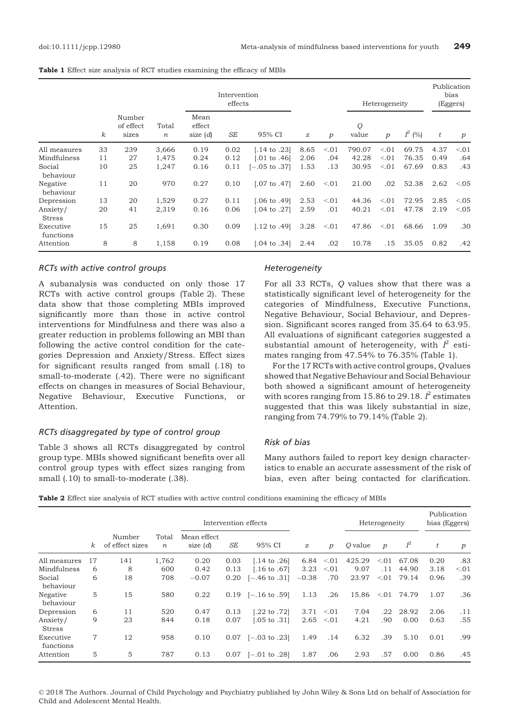**Table 1** Effect size analysis of RCT studies examining the efficacy of MBIs

| | | | | Intervention effects | | | | | Heterogeneity | | | Publication bias (Eggers) | |
|---|---|---|---|---|---|---|---|---|---|---|---|---|---|
| | $k$ | Number of effect sizes | Total $n$ | Mean effect size ($d$) | $SE$ | 95% CI | $z$ | $p$ | $Q$ value | $p$ | $I^2$ (%) | $t$ | $p$ |
| All measures | 33 | 239 | 3,666 | 0.19 | 0.02 | [.14 to .23] | 8.65 | <.01 | 790.07 | <.01 | 69.75 | 4.37 | <.01 |
| Mindfulness | 11 | 27 | 1,475 | 0.24 | 0.12 | [.01 to .46] | 2.06 | .04 | 42.28 | <.01 | 76.35 | 0.49 | .64 |
| Social behaviour | 10 | 25 | 1,247 | 0.16 | 0.11 | [−.05 to .37] | 1.53 | .13 | 30.95 | <.01 | 67.69 | 0.83 | .43 |
| Negative behaviour | 11 | 20 | 970 | 0.27 | 0.10 | [.07 to .47] | 2.60 | <.01 | 21.00 | .02 | 52.38 | 2.62 | <.05 |
| Depression | 13 | 20 | 1,529 | 0.27 | 0.11 | [.06 to .49] | 2.53 | <.01 | 44.36 | <.01 | 72.95 | 2.85 | <.05 |
| Anxiety/Stress | 20 | 41 | 2,319 | 0.16 | 0.06 | [.04 to .27] | 2.59 | .01 | 40.21 | <.01 | 47.78 | 2.19 | <.05 |
| Executive functions | 15 | 25 | 1,691 | 0.30 | 0.09 | [.12 to .49] | 3.28 | <.01 | 47.86 | <.01 | 68.66 | 1.09 | .30 |
| Attention | 8 | 8 | 1,158 | 0.19 | 0.08 | [.04 to .34] | 2.44 | .02 | 10.78 | .15 | 35.05 | 0.82 | .42 |

### *RCTs with active control groups*

A subanalysis was conducted on only those 17 RCTs with active control groups (Table 2). These data show that those completing MBIs improved significantly more than those in active control interventions for Mindfulness and there was also a greater reduction in problems following an MBI than following the active control condition for the categories Depression and Anxiety/Stress. Effect sizes for significant results ranged from small (.18) to small-to-moderate (.42). There were no significant effects on changes in measures of Social Behaviour, Negative Behaviour, Executive Functions, or Attention.

### *RCTs disaggregated by type of control group*

Table 3 shows all RCTs disaggregated by control group type. MBIs showed significant benefits over all control group types with effect sizes ranging from small (.10) to small-to-moderate (.38).

### *Heterogeneity*

For all 33 RCTs, $Q$ values show that there was a statistically significant level of heterogeneity for the categories of Mindfulness, Executive Functions, Negative Behaviour, Social Behaviour, and Depression. Significant scores ranged from 35.64 to 63.95. All evaluations of significant categories suggested a substantial amount of heterogeneity, with $I^2$ estimates ranging from 47.54% to 76.35% (Table 1).

For the 17 RCTs with active control groups, $Q$ values showed that Negative Behaviour and Social Behaviour both showed a significant amount of heterogeneity with scores ranging from 15.86 to 29.18. $I^2$ estimates suggested that this was likely substantial in size, ranging from 74.79% to 79.14% (Table 2).

### *Risk of bias*

Many authors failed to report key design characteristics to enable an accurate assessment of the risk of bias, even after being contacted for clarification.

**Table 2** Effect size analysis of RCT studies with active control conditions examining the efficacy of MBIs

| | | | | Intervention effects | | | | | Heterogeneity | | | Publication bias (Eggers) | |
|---|---|---|---|---|---|---|---|---|---|---|---|---|---|
| | $k$ | Number of effect sizes | Total $n$ | Mean effect size ($d$) | $SE$ | 95% CI | $z$ | $p$ | $Q$ value | $p$ | $I^2$ | $t$ | $p$ |
| All measures | 17 | 141 | 1,762 | 0.20 | 0.03 | [.14 to .26] | 6.84 | <.01 | 425.29 | <.01 | 67.08 | 0.20 | .83 |
| Mindfulness | 6 | 8 | 600 | 0.42 | 0.13 | [.16 to .67] | 3.23 | <.01 | 9.07 | .11 | 44.90 | 3.18 | <.01 |
| Social behaviour | 6 | 18 | 708 | −0.07 | 0.20 | [−.46 to .31] | −0.38 | .70 | 23.97 | <.01 | 79.14 | 0.96 | .39 |
| Negative behaviour | 5 | 15 | 580 | 0.22 | 0.19 | [−.16 to .59] | 1.13 | .26 | 15.86 | <.01 | 74.79 | 1.07 | .36 |
| Depression | 6 | 11 | 520 | 0.47 | 0.13 | [.22 to .72] | 3.71 | <.01 | 7.04 | .22 | 28.92 | 2.06 | .11 |
| Anxiety/Stress | 9 | 23 | 844 | 0.18 | 0.07 | [.05 to .31] | 2.65 | <.01 | 4.21 | .90 | 0.00 | 0.63 | .55 |
| Executive functions | 7 | 12 | 958 | 0.10 | 0.07 | [−.03 to .23] | 1.49 | .14 | 6.32 | .39 | 5.10 | 0.01 | .99 |
| Attention | 5 | 5 | 787 | 0.13 | 0.07 | [−.01 to .28] | 1.87 | .06 | 2.93 | .57 | 0.00 | 0.86 | .45 |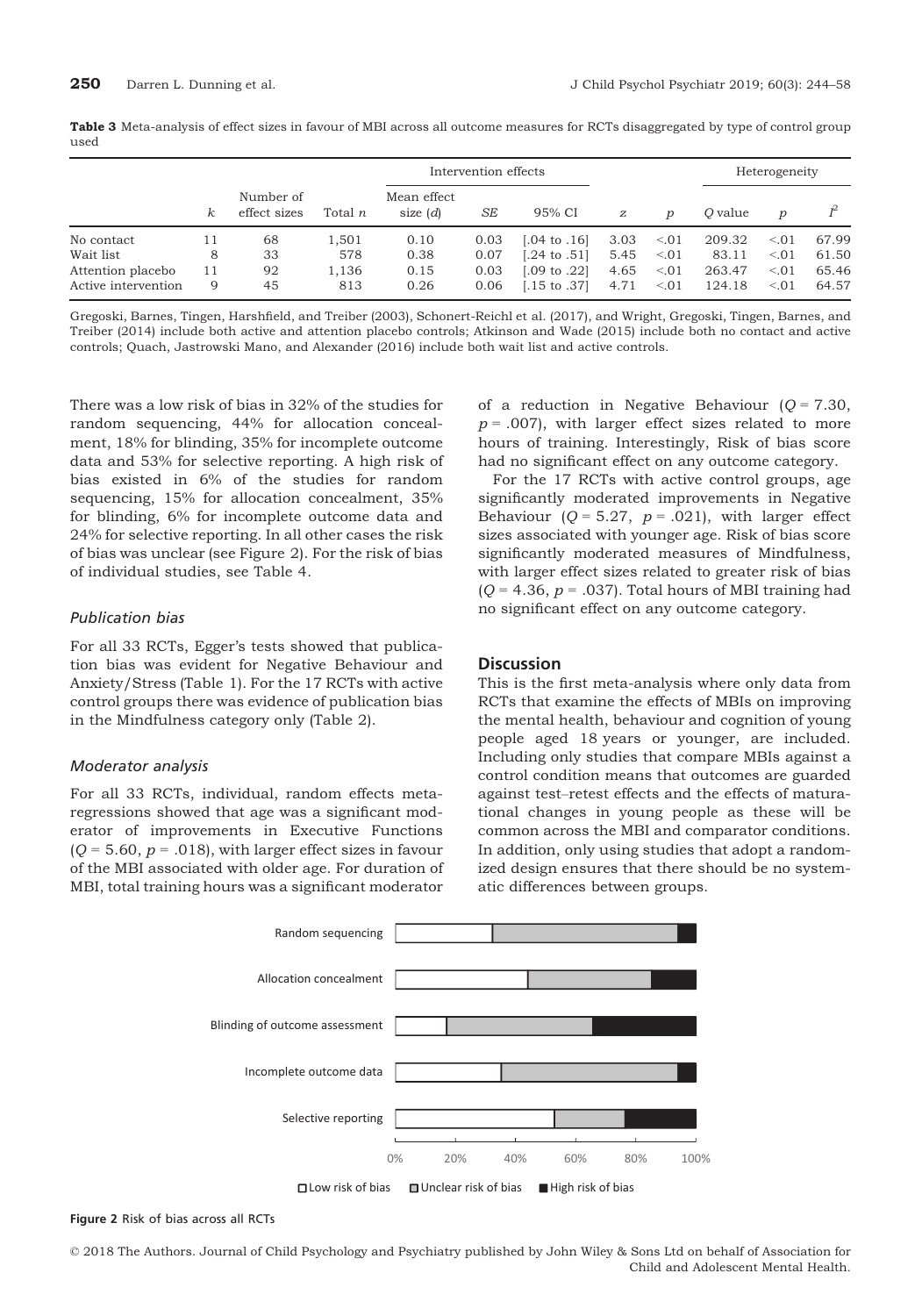**Table 3** Meta-analysis of effect sizes in favour of MBI across all outcome measures for RCTs disaggregated by type of control group used

| | | | | Intervention effects | | | | | Heterogeneity | | |
|---|---|---|---|---|---|---|---|---|---|---|---|
| | $k$ | Number of effect sizes | Total $n$ | Mean effect size ($d$) | $SE$ | 95% CI | $z$ | $p$ | $Q$ value | $p$ | $I^2$ |
| No contact | 11 | 68 | 1,501 | 0.10 | 0.03 | [.04 to .16] | 3.03 | <.01 | 209.32 | <.01 | 67.99 |
| Wait list | 8 | 33 | 578 | 0.38 | 0.07 | [.24 to .51] | 5.45 | <.01 | 83.11 | <.01 | 61.50 |
| Attention placebo | 11 | 92 | 1,136 | 0.15 | 0.03 | [.09 to .22] | 4.65 | <.01 | 263.47 | <.01 | 65.46 |
| Active intervention | 9 | 45 | 813 | 0.26 | 0.06 | [.15 to .37] | 4.71 | <.01 | 124.18 | <.01 | 64.57 |

Gregoski, Barnes, Tingen, Harshfield, and Treiber (2003), Schonert-Reichl et al. (2017), and Wright, Gregoski, Tingen, Barnes, and Treiber (2014) include both active and attention placebo controls; Atkinson and Wade (2015) include both no contact and active controls; Quach, Jastrowski Mano, and Alexander (2016) include both wait list and active controls.

There was a low risk of bias in 32% of the studies for random sequencing, 44% for allocation concealment, 18% for blinding, 35% for incomplete outcome data and 53% for selective reporting. A high risk of bias existed in 6% of the studies for random sequencing, 15% for allocation concealment, 35% for blinding, 6% for incomplete outcome data and 24% for selective reporting. In all other cases the risk of bias was unclear (see Figure 2). For the risk of bias of individual studies, see Table 4.

### Publication bias

For all 33 RCTs, Egger's tests showed that publication bias was evident for Negative Behaviour and Anxiety/Stress (Table 1). For the 17 RCTs with active control groups there was evidence of publication bias in the Mindfulness category only (Table 2).

### Moderator analysis

For all 33 RCTs, individual, random effects meta-regressions showed that age was a significant moderator of improvements in Executive Functions ($Q$ = 5.60, $p$ = .018), with larger effect sizes in favour of the MBI associated with older age. For duration of MBI, total training hours was a significant moderator of a reduction in Negative Behaviour ($Q$ = 7.30, $p$ = .007), with larger effect sizes related to more hours of training. Interestingly, Risk of bias score had no significant effect on any outcome category.

For the 17 RCTs with active control groups, age significantly moderated improvements in Negative Behaviour ($Q$ = 5.27, $p$ = .021), with larger effect sizes associated with younger age. Risk of bias score significantly moderated measures of Mindfulness, with larger effect sizes related to greater risk of bias ($Q$ = 4.36, $p$ = .037). Total hours of MBI training had no significant effect on any outcome category.

## Discussion

This is the first meta-analysis where only data from RCTs that examine the effects of MBIs on improving the mental health, behaviour and cognition of young people aged 18 years or younger, are included. Including only studies that compare MBIs against a control condition means that outcomes are guarded against test–retest effects and the effects of maturational changes in young people as these will be common across the MBI and comparator conditions. In addition, only using studies that adopt a randomized design ensures that there should be no systematic differences between groups.

**Figure 2** Risk of bias across all RCTs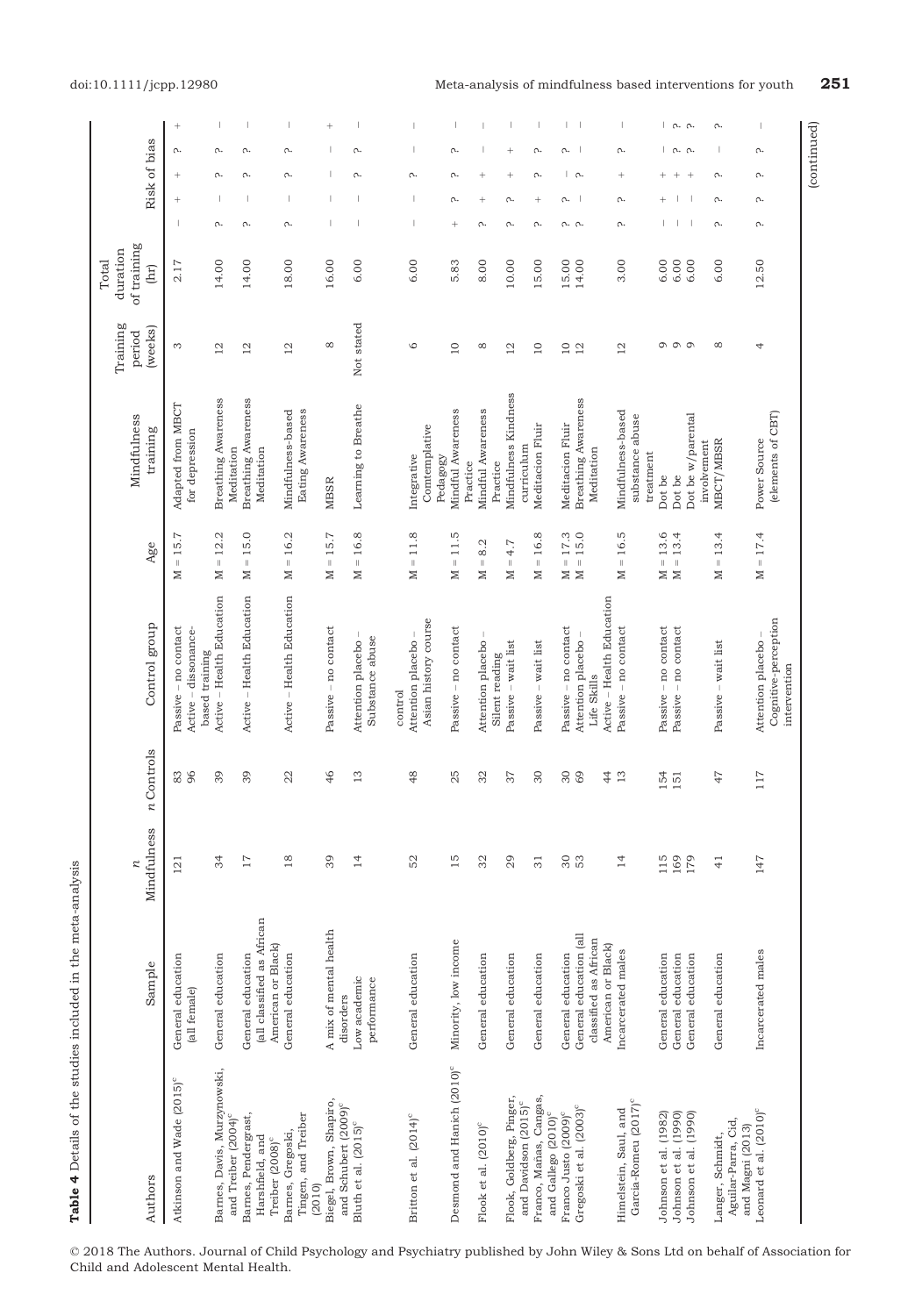**Table 4** Details of the studies included in the meta-analysis

| Authors | Sample | n Mindfulness | n Controls | Control group | Age | Mindfulness training | Training period (weeks) | Total duration of training (hr) | Risk of bias | | | |
|---|---|---|---|---|---|---|---|---|---|---|---|---|
| Atkinson and Wade (2015)[c] | General education (all female) | 121 | 83 | Passive – no contact | M = 15.7 | Adapted from MBCT for depression | 3 | 2.17 | – | + | ? | + |
| | | | 96 | Active – dissonance-based training | | | | | | | | |
| Barnes, Davis, Murzynowski, and Treiber (2004)[c] | General education | 34 | 39 | Active – Health Education | M = 12.2 | Breathing Awareness Meditation | 12 | 14.00 | ? | – | ? | – |
| Barnes, Pendergrast, Harshfield, and Treiber (2008)[c] | General education (all classified as African American or Black) | 17 | 39 | Active – Health Education | M = 15.0 | Breathing Awareness Meditation | 12 | 14.00 | ? | – | ? | – |
| Barnes, Gregoski, Tingen, and Treiber (2010) | General education | 18 | 22 | Active – Health Education | M = 16.2 | Mindfulness-based Eating Awareness | 12 | 18.00 | ? | – | ? | – |
| Biegel, Brown, Shapiro, and Schubert (2009)[c] | A mix of mental health disorders | 39 | 46 | Passive – no contact | M = 15.7 | MBSR | 8 | 16.00 | – | – | – | + |
| Bluth et al. (2015)[c] | Low academic performance | 14 | 13 | Attention placebo – Substance abuse control | M = 16.8 | Learning to Breathe | Not stated | 6.00 | – | – | ? | – |
| Britton et al. (2014)[c] | General education | 52 | 48 | Attention placebo – Asian history course | M = 11.8 | Integrative Comtemplative Pedagogy | 6 | 6.00 | – | – | ? | – |
| Desmond and Hanich (2010)[c] | Minority, low income | 15 | 25 | Passive – no contact | M = 11.5 | Mindful Awareness Practice | 10 | 5.83 | + | ? | ? | – |
| Flook et al. (2010)[c] | General education | 32 | 32 | Attention placebo – Silent reading | M = 8.2 | Mindful Awareness Practice | 8 | 8.00 | ? | + | – | – |
| Flook, Goldberg, Pinger, and Davidson (2015)[c] | General education | 29 | 37 | Passive – wait list | M = 4.7 | Mindfulness Kindness curriculum | 12 | 10.00 | ? | + | + | – |
| Franco, Mañas, Cangas, and Gallego (2010)[c] | General education | 31 | 30 | Passive – wait list | M = 16.8 | Meditacion Fluir | 10 | 15.00 | ? | + | ? | – |
| Franco Justo (2009)[c] | General education | 30 | 30 | Passive – no contact | M = 17.3 | Meditacion Fluir | 10 | 15.00 | ? | ? | ? | – |
| Gregoski et al. (2003)[c] | General education (all classified as African American or Black) | 53 | 69 | Attention placebo – Life Skills | M = 15.0 | Breathing Awareness Meditation | 12 | 14.00 | ? | – | – | – |
| | | | 44 | Active – Health Education | | | | | | | | |
| Himelstein, Saul, and Garcia-Romeu (2017)[c] | Incarcerated males | 14 | 13 | Passive – no contact | M = 16.5 | Mindfulness-based substance abuse treatment | 12 | 3.00 | ? | + | ? | – |
| Johnson et al. (1982) | General education | 115 | 154 | Passive – no contact | M = 13.6 | Dot be | 9 | 6.00 | – | + | – | – |
| Johnson et al. (1990) | General education | 169 | 151 | Passive – no contact | M = 13.4 | Dot be | 9 | 6.00 | – | + | ? | ? |
| Johnson et al. (1990) | General education | 179 | | | | Dot be w/parental involvement | 9 | 6.00 | – | + | ? | ? |
| Langer, Schmidt, Aguilar-Parra, Cid, and Magni (2013) | General education | 41 | 47 | Passive – wait list | M = 13.4 | MBCT/MBSR | 8 | 6.00 | ? | ? | – | ? |
| Leonard et al. (2010)[c] | Incarcerated males | 147 | 117 | Attention placebo – Cognitive-perception intervention | M = 17.4 | Power Source (elements of CBT) | 4 | 12.50 | ? | ? | ? | – |

(continued)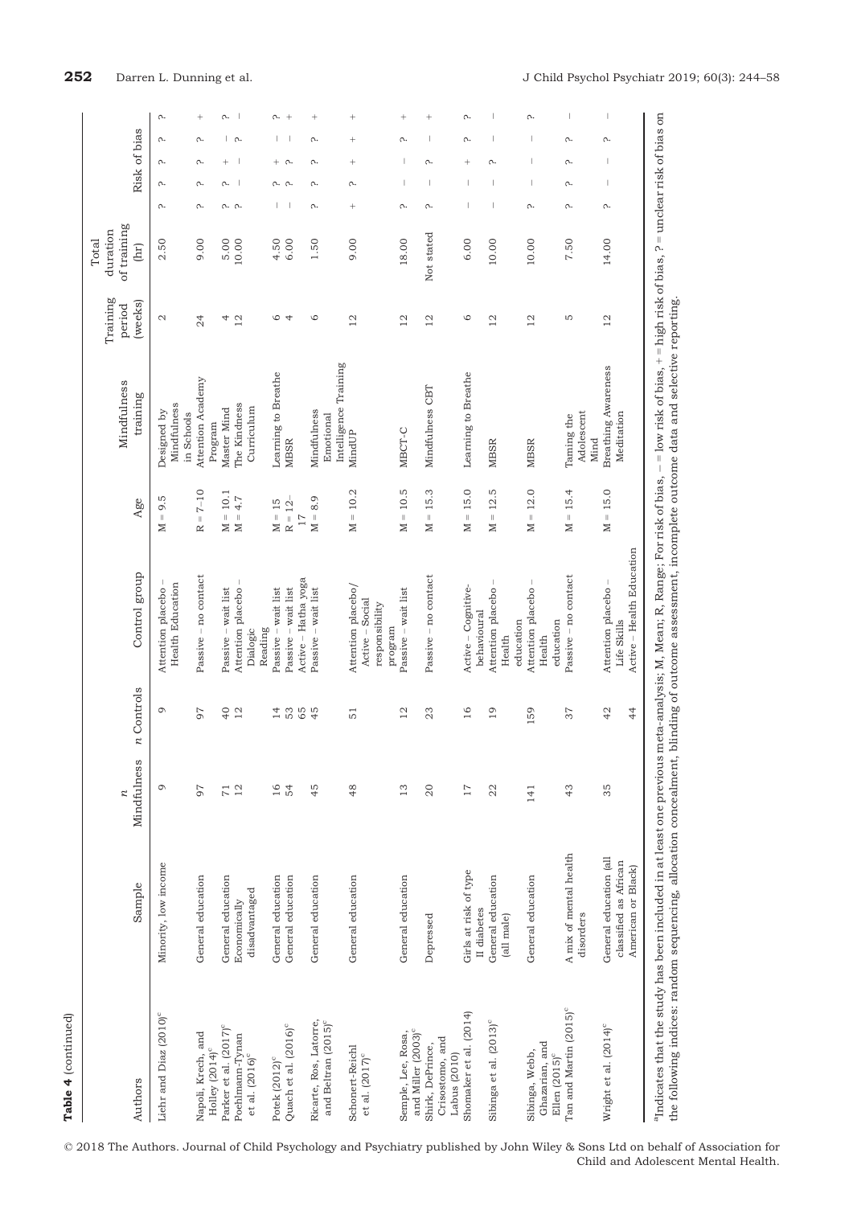**Table 4** (continued)

| Authors | Sample | n Mindfulness | n Controls | Control group | Age | Mindfulness training | Training period (weeks) | Total duration of training (hr) | Risk of bias | | | |
|---|---|---|---|---|---|---|---|---|---|---|---|---|
| Liehr and Diaz (2010)[c] | Minority, low income | 9 | 9 | Attention placebo – Health Education | M = 9.5 | Designed by Mindfulness in Schools | 2 | 2.50 | ? | ? | ? | ? |
| Napoli, Krech, and Holley (2014)[c] | General education | 97 | 97 | Passive – no contact | R = 7–10 | Attention Academy Program | 24 | 9.00 | ? | ? | ? | + |
| Parker et al. (2017)[c] | General education | 71 | 40 | Passive – wait list | M = 10.1 | Master Mind | 4 | 5.00 | ? | ? | + | ? |
| Poehlmann-Tynan et al. (2016)[c] | Economically disadvantaged | 12 | 12 | Attention placebo – Dialogic Reading | M = 4.7 | The Kindness Curriculum | 12 | 10.00 | ? | – | – | ? |
| Potek (2012)[c] | General education | 16 | 14 | Passive – wait list | M = 15 | Learning to Breathe | 6 | 4.50 | – | ? | + | – |
| Quach et al. (2016)[c] | General education | 54 | 53 | Passive – wait list | R = 12–17 | MBSR | 4 | 6.00 | – | ? | ? | – |
| | | | 65 | Active – Hatha yoga | | | | | | | | |
| Ricarte, Ros, Latorre, and Beltran (2015)[c] | General education | 45 | 45 | Passive – wait list | M = 8.9 | Mindfulness Emotional Intelligence Training | 6 | 1.50 | ? | ? | ? | ? |
| Schonert-Reichl et al. (2017)[c] | General education | 48 | 51 | Attention placebo/ Active – Social responsibility program | M = 10.2 | MindUP | 12 | 9.00 | + | ? | + | + |
| Semple, Lee, Rosa, and Miller (2003)[c] | General education | 13 | 12 | Passive – wait list | M = 10.5 | MBCT-C | 12 | 18.00 | ? | – | – | ? |
| Shirk, DePrince, Crisostomo, and Labus (2010) | Depressed | 20 | 23 | Passive – no contact | M = 15.3 | Mindfulness CBT | 12 | Not stated | ? | – | ? | – |
| Shomaker et al. (2014) | Girls at risk of type II diabetes | 17 | 16 | Active – Cognitive-behavioural | M = 15.0 | Learning to Breathe | 6 | 6.00 | – | – | + | ? |
| Sibinga et al. (2013)[c] | General education (all male) | 22 | 19 | Attention placebo – Health education | M = 12.5 | MBSR | 12 | 10.00 | – | – | ? | – |
| Sibinga, Webb, Ghazarian, and Ellen (2015)[c] | General education | 141 | 159 | Attention placebo – Health education | M = 12.0 | MBSR | 12 | 10.00 | ? | – | – | – |
| Tan and Martin (2015)[c] | A mix of mental health disorders | 43 | 37 | Passive – no contact | M = 15.4 | Taming the Adolescent Mind | 5 | 7.50 | ? | ? | ? | ? |
| Wright et al. (2014)[c] | General education (all classified as African American or Black) | 35 | 42 | Attention placebo – Life Skills | M = 15.0 | Breathing Awareness Meditation | 12 | 14.00 | ? | – | – | ? |
| | | | 44 | Active – Health Education | | | | | | | | |

[a]Indicates that the study has been included in at least one previous meta-analysis; M, Mean; R, Range; For risk of bias, – = low risk of bias, + = high risk of bias, ? = unclear risk of bias on the following indices: random sequencing, allocation concealment, blinding of outcome assessment, incomplete outcome data and selective reporting.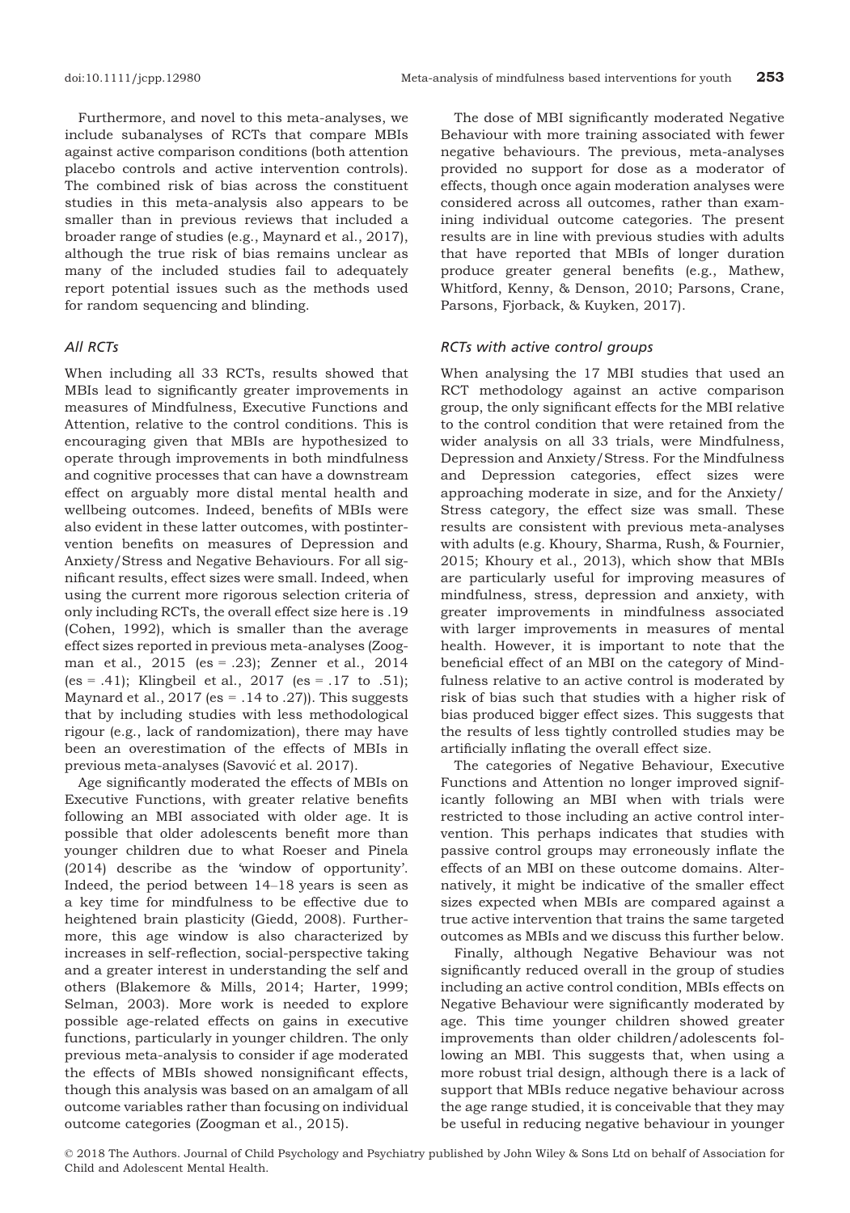Furthermore, and novel to this meta-analyses, we include subanalyses of RCTs that compare MBIs against active comparison conditions (both attention placebo controls and active intervention controls). The combined risk of bias across the constituent studies in this meta-analysis also appears to be smaller than in previous reviews that included a broader range of studies (e.g., Maynard et al., 2017), although the true risk of bias remains unclear as many of the included studies fail to adequately report potential issues such as the methods used for random sequencing and blinding.

### *All RCTs*

When including all 33 RCTs, results showed that MBIs lead to significantly greater improvements in measures of Mindfulness, Executive Functions and Attention, relative to the control conditions. This is encouraging given that MBIs are hypothesized to operate through improvements in both mindfulness and cognitive processes that can have a downstream effect on arguably more distal mental health and wellbeing outcomes. Indeed, benefits of MBIs were also evident in these latter outcomes, with postintervention benefits on measures of Depression and Anxiety/Stress and Negative Behaviours. For all significant results, effect sizes were small. Indeed, when using the current more rigorous selection criteria of only including RCTs, the overall effect size here is .19 (Cohen, 1992), which is smaller than the average effect sizes reported in previous meta-analyses (Zoogman et al., 2015 (es = .23); Zenner et al., 2014 (es = .41); Klingbeil et al., 2017 (es = .17 to .51); Maynard et al., 2017 (es = .14 to .27)). This suggests that by including studies with less methodological rigour (e.g., lack of randomization), there may have been an overestimation of the effects of MBIs in previous meta-analyses (Savović et al. 2017).

Age significantly moderated the effects of MBIs on Executive Functions, with greater relative benefits following an MBI associated with older age. It is possible that older adolescents benefit more than younger children due to what Roeser and Pinela (2014) describe as the 'window of opportunity'. Indeed, the period between 14–18 years is seen as a key time for mindfulness to be effective due to heightened brain plasticity (Giedd, 2008). Furthermore, this age window is also characterized by increases in self-reflection, social-perspective taking and a greater interest in understanding the self and others (Blakemore & Mills, 2014; Harter, 1999; Selman, 2003). More work is needed to explore possible age-related effects on gains in executive functions, particularly in younger children. The only previous meta-analysis to consider if age moderated the effects of MBIs showed nonsignificant effects, though this analysis was based on an amalgam of all outcome variables rather than focusing on individual outcome categories (Zoogman et al., 2015).

The dose of MBI significantly moderated Negative Behaviour with more training associated with fewer negative behaviours. The previous, meta-analyses provided no support for dose as a moderator of effects, though once again moderation analyses were considered across all outcomes, rather than examining individual outcome categories. The present results are in line with previous studies with adults that have reported that MBIs of longer duration produce greater general benefits (e.g., Mathew, Whitford, Kenny, & Denson, 2010; Parsons, Crane, Parsons, Fjorback, & Kuyken, 2017).

### *RCTs with active control groups*

When analysing the 17 MBI studies that used an RCT methodology against an active comparison group, the only significant effects for the MBI relative to the control condition that were retained from the wider analysis on all 33 trials, were Mindfulness, Depression and Anxiety/Stress. For the Mindfulness and Depression categories, effect sizes were approaching moderate in size, and for the Anxiety/Stress category, the effect size was small. These results are consistent with previous meta-analyses with adults (e.g. Khoury, Sharma, Rush, & Fournier, 2015; Khoury et al., 2013), which show that MBIs are particularly useful for improving measures of mindfulness, stress, depression and anxiety, with greater improvements in mindfulness associated with larger improvements in measures of mental health. However, it is important to note that the beneficial effect of an MBI on the category of Mindfulness relative to an active control is moderated by risk of bias such that studies with a higher risk of bias produced bigger effect sizes. This suggests that the results of less tightly controlled studies may be artificially inflating the overall effect size.

The categories of Negative Behaviour, Executive Functions and Attention no longer improved significantly following an MBI when with trials were restricted to those including an active control intervention. This perhaps indicates that studies with passive control groups may erroneously inflate the effects of an MBI on these outcome domains. Alternatively, it might be indicative of the smaller effect sizes expected when MBIs are compared against a true active intervention that trains the same targeted outcomes as MBIs and we discuss this further below.

Finally, although Negative Behaviour was not significantly reduced overall in the group of studies including an active control condition, MBIs effects on Negative Behaviour were significantly moderated by age. This time younger children showed greater improvements than older children/adolescents following an MBI. This suggests that, when using a more robust trial design, although there is a lack of support that MBIs reduce negative behaviour across the age range studied, it is conceivable that they may be useful in reducing negative behaviour in younger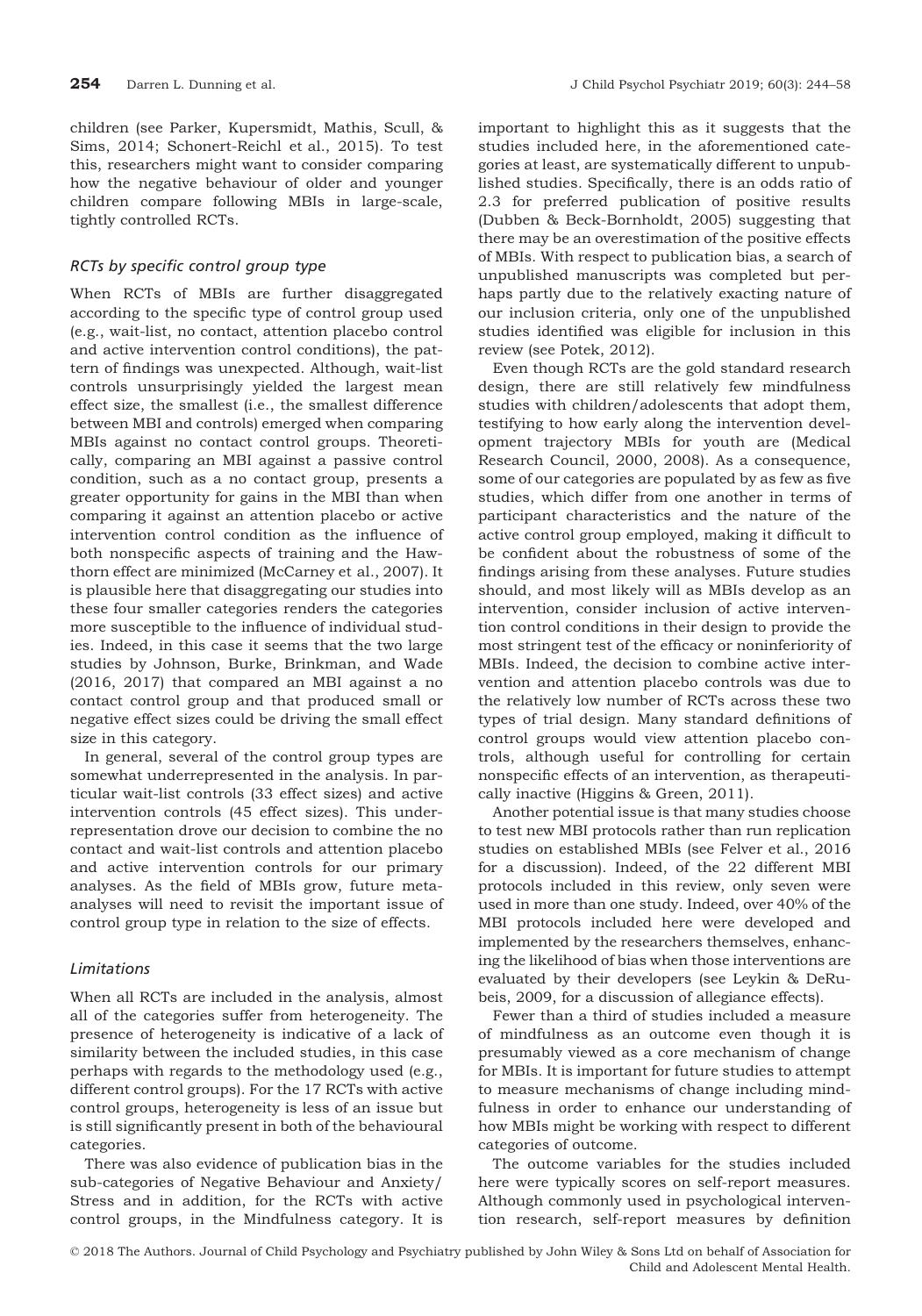children (see Parker, Kupersmidt, Mathis, Scull, & Sims, 2014; Schonert-Reichl et al., 2015). To test this, researchers might want to consider comparing how the negative behaviour of older and younger children compare following MBIs in large-scale, tightly controlled RCTs.

### *RCTs by specific control group type*

When RCTs of MBIs are further disaggregated according to the specific type of control group used (e.g., wait-list, no contact, attention placebo control and active intervention control conditions), the pattern of findings was unexpected. Although, wait-list controls unsurprisingly yielded the largest mean effect size, the smallest (i.e., the smallest difference between MBI and controls) emerged when comparing MBIs against no contact control groups. Theoretically, comparing an MBI against a passive control condition, such as a no contact group, presents a greater opportunity for gains in the MBI than when comparing it against an attention placebo or active intervention control condition as the influence of both nonspecific aspects of training and the Hawthorn effect are minimized (McCarney et al., 2007). It is plausible here that disaggregating our studies into these four smaller categories renders the categories more susceptible to the influence of individual studies. Indeed, in this case it seems that the two large studies by Johnson, Burke, Brinkman, and Wade (2016, 2017) that compared an MBI against a no contact control group and that produced small or negative effect sizes could be driving the small effect size in this category.

In general, several of the control group types are somewhat underrepresented in the analysis. In particular wait-list controls (33 effect sizes) and active intervention controls (45 effect sizes). This underrepresentation drove our decision to combine the no contact and wait-list controls and attention placebo and active intervention controls for our primary analyses. As the field of MBIs grow, future meta-analyses will need to revisit the important issue of control group type in relation to the size of effects.

### *Limitations*

When all RCTs are included in the analysis, almost all of the categories suffer from heterogeneity. The presence of heterogeneity is indicative of a lack of similarity between the included studies, in this case perhaps with regards to the methodology used (e.g., different control groups). For the 17 RCTs with active control groups, heterogeneity is less of an issue but is still significantly present in both of the behavioural categories.

There was also evidence of publication bias in the sub-categories of Negative Behaviour and Anxiety/Stress and in addition, for the RCTs with active control groups, in the Mindfulness category. It is important to highlight this as it suggests that the studies included here, in the aforementioned categories at least, are systematically different to unpublished studies. Specifically, there is an odds ratio of 2.3 for preferred publication of positive results (Dubben & Beck-Bornholdt, 2005) suggesting that there may be an overestimation of the positive effects of MBIs. With respect to publication bias, a search of unpublished manuscripts was completed but perhaps partly due to the relatively exacting nature of our inclusion criteria, only one of the unpublished studies identified was eligible for inclusion in this review (see Potek, 2012).

Even though RCTs are the gold standard research design, there are still relatively few mindfulness studies with children/adolescents that adopt them, testifying to how early along the intervention development trajectory MBIs for youth are (Medical Research Council, 2000, 2008). As a consequence, some of our categories are populated by as few as five studies, which differ from one another in terms of participant characteristics and the nature of the active control group employed, making it difficult to be confident about the robustness of some of the findings arising from these analyses. Future studies should, and most likely will as MBIs develop as an intervention, consider inclusion of active intervention control conditions in their design to provide the most stringent test of the efficacy or noninferiority of MBIs. Indeed, the decision to combine active intervention and attention placebo controls was due to the relatively low number of RCTs across these two types of trial design. Many standard definitions of control groups would view attention placebo controls, although useful for controlling for certain nonspecific effects of an intervention, as therapeutically inactive (Higgins & Green, 2011).

Another potential issue is that many studies choose to test new MBI protocols rather than run replication studies on established MBIs (see Felver et al., 2016 for a discussion). Indeed, of the 22 different MBI protocols included in this review, only seven were used in more than one study. Indeed, over 40% of the MBI protocols included here were developed and implemented by the researchers themselves, enhancing the likelihood of bias when those interventions are evaluated by their developers (see Leykin & DeRubeis, 2009, for a discussion of allegiance effects).

Fewer than a third of studies included a measure of mindfulness as an outcome even though it is presumably viewed as a core mechanism of change for MBIs. It is important for future studies to attempt to measure mechanisms of change including mindfulness in order to enhance our understanding of how MBIs might be working with respect to different categories of outcome.

The outcome variables for the studies included here were typically scores on self-report measures. Although commonly used in psychological intervention research, self-report measures by definition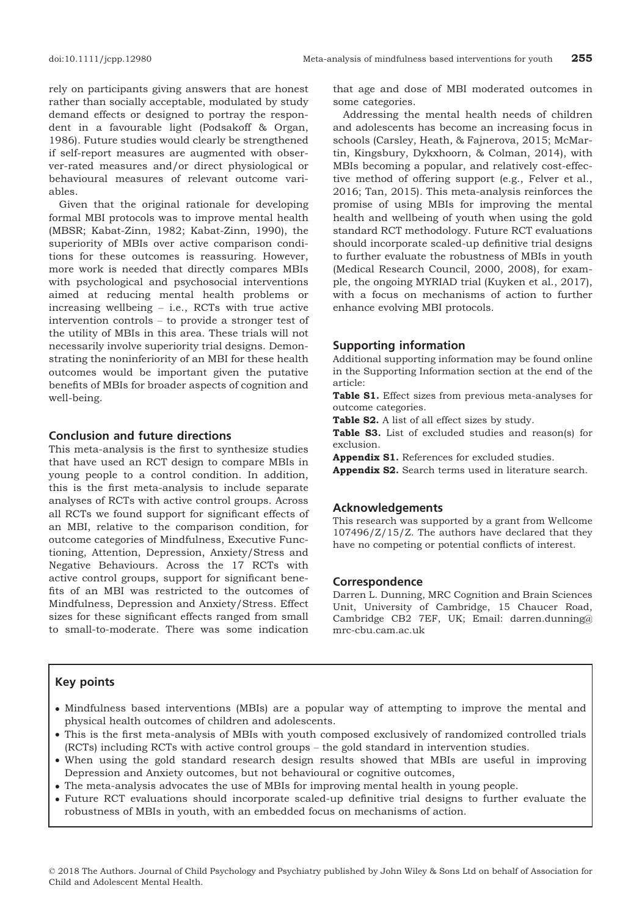rely on participants giving answers that are honest rather than socially acceptable, modulated by study demand effects or designed to portray the respondent in a favourable light (Podsakoff & Organ, 1986). Future studies would clearly be strengthened if self-report measures are augmented with observer-rated measures and/or direct physiological or behavioural measures of relevant outcome variables.

Given that the original rationale for developing formal MBI protocols was to improve mental health (MBSR; Kabat-Zinn, 1982; Kabat-Zinn, 1990), the superiority of MBIs over active comparison conditions for these outcomes is reassuring. However, more work is needed that directly compares MBIs with psychological and psychosocial interventions aimed at reducing mental health problems or increasing wellbeing – i.e., RCTs with true active intervention controls – to provide a stronger test of the utility of MBIs in this area. These trials will not necessarily involve superiority trial designs. Demonstrating the noninferiority of an MBI for these health outcomes would be important given the putative benefits of MBIs for broader aspects of cognition and well-being.

## Conclusion and future directions

This meta-analysis is the first to synthesize studies that have used an RCT design to compare MBIs in young people to a control condition. In addition, this is the first meta-analysis to include separate analyses of RCTs with active control groups. Across all RCTs we found support for significant effects of an MBI, relative to the comparison condition, for outcome categories of Mindfulness, Executive Functioning, Attention, Depression, Anxiety/Stress and Negative Behaviours. Across the 17 RCTs with active control groups, support for significant benefits of an MBI was restricted to the outcomes of Mindfulness, Depression and Anxiety/Stress. Effect sizes for these significant effects ranged from small to small-to-moderate. There was some indication that age and dose of MBI moderated outcomes in some categories.

Addressing the mental health needs of children and adolescents has become an increasing focus in schools (Carsley, Heath, & Fajnerova, 2015; McMartin, Kingsbury, Dykxhoorn, & Colman, 2014), with MBIs becoming a popular, and relatively cost-effective method of offering support (e.g., Felver et al., 2016; Tan, 2015). This meta-analysis reinforces the promise of using MBIs for improving the mental health and wellbeing of youth when using the gold standard RCT methodology. Future RCT evaluations should incorporate scaled-up definitive trial designs to further evaluate the robustness of MBIs in youth (Medical Research Council, 2000, 2008), for example, the ongoing MYRIAD trial (Kuyken et al., 2017), with a focus on mechanisms of action to further enhance evolving MBI protocols.

## Supporting information

Additional supporting information may be found online in the Supporting Information section at the end of the article:

**Table S1.** Effect sizes from previous meta-analyses for outcome categories.

**Table S2.** A list of all effect sizes by study.

**Table S3.** List of excluded studies and reason(s) for exclusion.

**Appendix S1.** References for excluded studies.

**Appendix S2.** Search terms used in literature search.

## Acknowledgements

This research was supported by a grant from Wellcome 107496/Z/15/Z. The authors have declared that they have no competing or potential conflicts of interest.

## Correspondence

Darren L. Dunning, MRC Cognition and Brain Sciences Unit, University of Cambridge, 15 Chaucer Road, Cambridge CB2 7EF, UK; Email: darren.dunning@mrc-cbu.cam.ac.uk

## Key points

- Mindfulness based interventions (MBIs) are a popular way of attempting to improve the mental and physical health outcomes of children and adolescents.
- This is the first meta-analysis of MBIs with youth composed exclusively of randomized controlled trials (RCTs) including RCTs with active control groups – the gold standard in intervention studies.
- When using the gold standard research design results showed that MBIs are useful in improving Depression and Anxiety outcomes, but not behavioural or cognitive outcomes,
- The meta-analysis advocates the use of MBIs for improving mental health in young people.
- Future RCT evaluations should incorporate scaled-up definitive trial designs to further evaluate the robustness of MBIs in youth, with an embedded focus on mechanisms of action.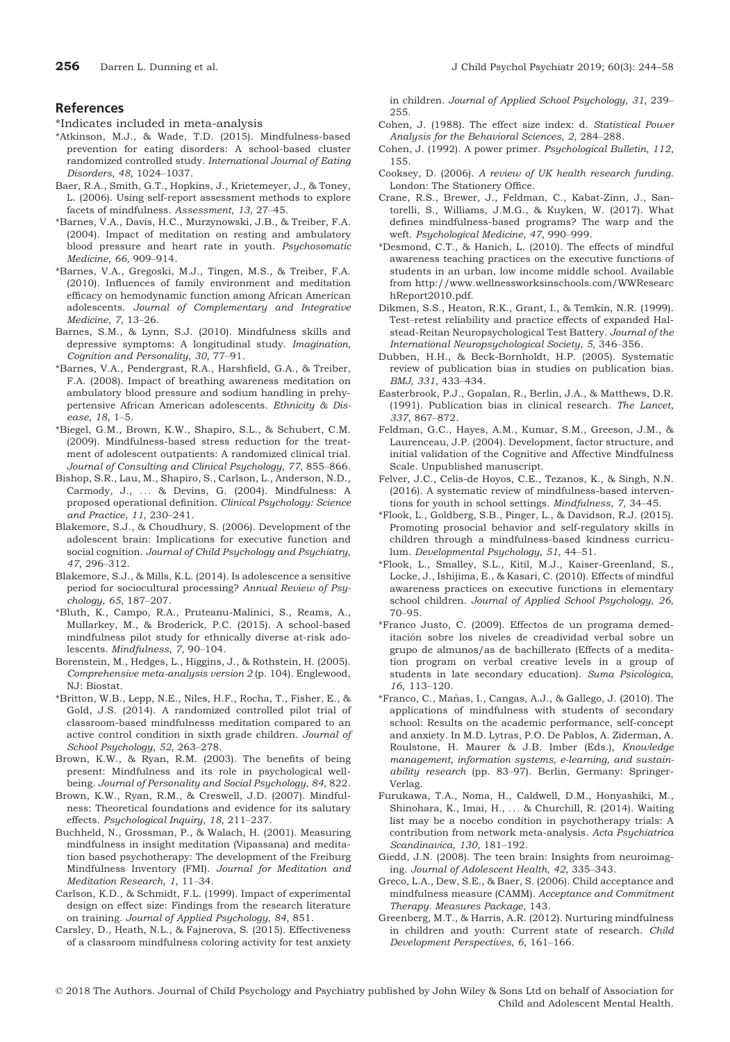## References

*Indicates included in meta-analysis

*Atkinson, M.J., & Wade, T.D. (2015). Mindfulness-based prevention for eating disorders: A school-based cluster randomized controlled study. *International Journal of Eating Disorders*, *48*, 1024–1037.

Baer, R.A., Smith, G.T., Hopkins, J., Krietemeyer, J., & Toney, L. (2006). Using self-report assessment methods to explore facets of mindfulness. *Assessment*, *13*, 27–45.

*Barnes, V.A., Davis, H.C., Murzynowski, J.B., & Treiber, F.A. (2004). Impact of meditation on resting and ambulatory blood pressure and heart rate in youth. *Psychosomatic Medicine*, *66*, 909–914.

*Barnes, V.A., Gregoski, M.J., Tingen, M.S., & Treiber, F.A. (2010). Influences of family environment and meditation efficacy on hemodynamic function among African American adolescents. *Journal of Complementary and Integrative Medicine*, *7*, 13–26.

Barnes, S.M., & Lynn, S.J. (2010). Mindfulness skills and depressive symptoms: A longitudinal study. *Imagination, Cognition and Personality*, *30*, 77–91.

*Barnes, V.A., Pendergrast, R.A., Harshfield, G.A., & Treiber, F.A. (2008). Impact of breathing awareness meditation on ambulatory blood pressure and sodium handling in prehypertensive African American adolescents. *Ethnicity & Disease*, *18*, 1–5.

*Biegel, G.M., Brown, K.W., Shapiro, S.L., & Schubert, C.M. (2009). Mindfulness-based stress reduction for the treatment of adolescent outpatients: A randomized clinical trial. *Journal of Consulting and Clinical Psychology*, *77*, 855–866.

Bishop, S.R., Lau, M., Shapiro, S., Carlson, L., Anderson, N.D., Carmody, J., ... & Devins, G. (2004). Mindfulness: A proposed operational definition. *Clinical Psychology: Science and Practice*, *11*, 230–241.

Blakemore, S.J., & Choudhury, S. (2006). Development of the adolescent brain: Implications for executive function and social cognition. *Journal of Child Psychology and Psychiatry*, *47*, 296–312.

Blakemore, S.J., & Mills, K.L. (2014). Is adolescence a sensitive period for sociocultural processing? *Annual Review of Psychology*, *65*, 187–207.

*Bluth, K., Campo, R.A., Pruteanu-Malinici, S., Reams, A., Mullarkey, M., & Broderick, P.C. (2015). A school-based mindfulness pilot study for ethnically diverse at-risk adolescents. *Mindfulness*, *7*, 90–104.

Borenstein, M., Hedges, L., Higgins, J., & Rothstein, H. (2005). *Comprehensive meta-analysis version 2* (p. 104). Englewood, NJ: Biostat.

*Britton, W.B., Lepp, N.E., Niles, H.F., Rocha, T., Fisher, E., & Gold, J.S. (2014). A randomized controlled pilot trial of classroom-based mindfulnesss meditation compared to an active control condition in sixth grade children. *Journal of School Psychology*, *52*, 263–278.

Brown, K.W., & Ryan, R.M. (2003). The benefits of being present: Mindfulness and its role in psychological well-being. *Journal of Personality and Social Psychology*, *84*, 822.

Brown, K.W., Ryan, R.M., & Creswell, J.D. (2007). Mindfulness: Theoretical foundations and evidence for its salutary effects. *Psychological Inquiry*, *18*, 211–237.

Buchheld, N., Grossman, P., & Walach, H. (2001). Measuring mindfulness in insight meditation (Vipassana) and meditation based psychotherapy: The development of the Freiburg Mindfulness Inventory (FMI). *Journal for Meditation and Meditation Research*, *1*, 11–34.

Carlson, K.D., & Schmidt, F.L. (1999). Impact of experimental design on effect size: Findings from the research literature on training. *Journal of Applied Psychology*, *84*, 851.

Carsley, D., Heath, N.L., & Fajnerova, S. (2015). Effectiveness of a classroom mindfulness coloring activity for test anxiety in children. *Journal of Applied School Psychology*, *31*, 239–255.

Cohen, J. (1988). The effect size index: d. *Statistical Power Analysis for the Behavioral Sciences*, *2*, 284–288.

Cohen, J. (1992). A power primer. *Psychological Bulletin*, *112*, 155.

Cooksey, D. (2006). *A review of UK health research funding*. London: The Stationery Office.

Crane, R.S., Brewer, J., Feldman, C., Kabat-Zinn, J., Santorelli, S., Williams, J.M.G., & Kuyken, W. (2017). What defines mindfulness-based programs? The warp and the weft. *Psychological Medicine*, *47*, 990–999.

*Desmond, C.T., & Hanich, L. (2010). The effects of mindful awareness teaching practices on the executive functions of students in an urban, low income middle school. Available from http://www.wellnessworksinschools.com/WWResearchReport2010.pdf.

Dikmen, S.S., Heaton, R.K., Grant, I., & Temkin, N.R. (1999). Test–retest reliability and practice effects of expanded Halstead-Reitan Neuropsychological Test Battery. *Journal of the International Neuropsychological Society*, *5*, 346–356.

Dubben, H.H., & Beck-Bornholdt, H.P. (2005). Systematic review of publication bias in studies on publication bias. *BMJ*, *331*, 433–434.

Easterbrook, P.J., Gopalan, R., Berlin, J.A., & Matthews, D.R. (1991). Publication bias in clinical research. *The Lancet*, *337*, 867–872.

Feldman, G.C., Hayes, A.M., Kumar, S.M., Greeson, J.M., & Laurenceau, J.P. (2004). Development, factor structure, and initial validation of the Cognitive and Affective Mindfulness Scale. Unpublished manuscript.

Felver, J.C., Celis-de Hoyos, C.E., Tezanos, K., & Singh, N.N. (2016). A systematic review of mindfulness-based interventions for youth in school settings. *Mindfulness*, *7*, 34–45.

*Flook, L., Goldberg, S.B., Pinger, L., & Davidson, R.J. (2015). Promoting prosocial behavior and self-regulatory skills in children through a mindfulness-based kindness curriculum. *Developmental Psychology*, *51*, 44–51.

*Flook, L., Smalley, S.L., Kitil, M.J., Kaiser-Greenland, S., Locke, J., Ishijima, E., & Kasari, C. (2010). Effects of mindful awareness practices on executive functions in elementary school children. *Journal of Applied School Psychology*, *26*, 70–95.

*Franco Justo, C. (2009). Effectos de un programa demeditación sobre los niveles de creadividad verbal sobre un grupo de almunos/as de bachillerato (Effects of a meditation program on verbal creative levels in a group of students in late secondary education). *Suma Psicológica*, *16*, 113–120.

*Franco, C., Mañas, I., Cangas, A.J., & Gallego, J. (2010). The applications of mindfulness with students of secondary school: Results on the academic performance, self-concept and anxiety. In M.D. Lytras, P.O. De Pablos, A. Ziderman, A. Roulstone, H. Maurer & J.B. Imber (Eds.), *Knowledge management, information systems, e-learning, and sustainability research* (pp. 83–97). Berlin, Germany: Springer-Verlag.

Furukawa, T.A., Noma, H., Caldwell, D.M., Honyashiki, M., Shinohara, K., Imai, H., ... & Churchill, R. (2014). Waiting list may be a nocebo condition in psychotherapy trials: A contribution from network meta-analysis. *Acta Psychiatrica Scandinavica*, *130*, 181–192.

Giedd, J.N. (2008). The teen brain: Insights from neuroimaging. *Journal of Adolescent Health*, *42*, 335–343.

Greco, L.A., Dew, S.E., & Baer, S. (2006). Child acceptance and mindfulness measure (CAMM). *Acceptance and Commitment Therapy. Measures Package*, 143.

Greenberg, M.T., & Harris, A.R. (2012). Nurturing mindfulness in children and youth: Current state of research. *Child Development Perspectives*, *6*, 161–166.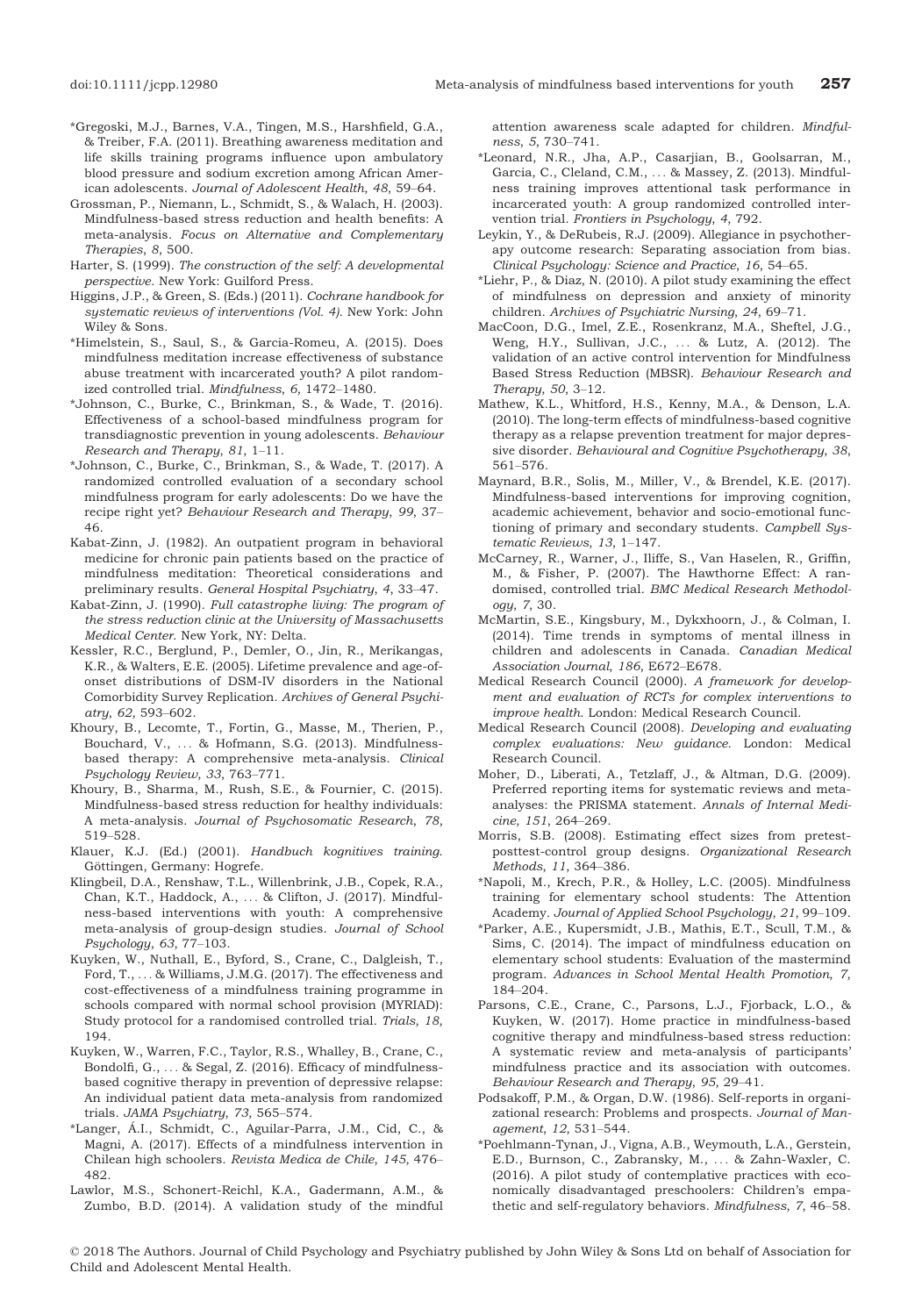*Gregoski, M.J., Barnes, V.A., Tingen, M.S., Harshfield, G.A., & Treiber, F.A. (2011). Breathing awareness meditation and life skills training programs influence upon ambulatory blood pressure and sodium excretion among African American adolescents. *Journal of Adolescent Health*, *48*, 59–64.

Grossman, P., Niemann, L., Schmidt, S., & Walach, H. (2003). Mindfulness-based stress reduction and health benefits: A meta-analysis. *Focus on Alternative and Complementary Therapies*, *8*, 500.

Harter, S. (1999). *The construction of the self: A developmental perspective*. New York: Guilford Press.

Higgins, J.P., & Green, S. (Eds.) (2011). *Cochrane handbook for systematic reviews of interventions (Vol. 4)*. New York: John Wiley & Sons.

*Himelstein, S., Saul, S., & Garcia-Romeu, A. (2015). Does mindfulness meditation increase effectiveness of substance abuse treatment with incarcerated youth? A pilot randomized controlled trial. *Mindfulness*, *6*, 1472–1480.

*Johnson, C., Burke, C., Brinkman, S., & Wade, T. (2016). Effectiveness of a school-based mindfulness program for transdiagnostic prevention in young adolescents. *Behaviour Research and Therapy*, *81*, 1–11.

*Johnson, C., Burke, C., Brinkman, S., & Wade, T. (2017). A randomized controlled evaluation of a secondary school mindfulness program for early adolescents: Do we have the recipe right yet? *Behaviour Research and Therapy*, *99*, 37–46.

Kabat-Zinn, J. (1982). An outpatient program in behavioral medicine for chronic pain patients based on the practice of mindfulness meditation: Theoretical considerations and preliminary results. *General Hospital Psychiatry*, *4*, 33–47.

Kabat-Zinn, J. (1990). *Full catastrophe living: The program of the stress reduction clinic at the University of Massachusetts Medical Center*. New York, NY: Delta.

Kessler, R.C., Berglund, P., Demler, O., Jin, R., Merikangas, K.R., & Walters, E.E. (2005). Lifetime prevalence and age-of-onset distributions of DSM-IV disorders in the National Comorbidity Survey Replication. *Archives of General Psychiatry*, *62*, 593–602.

Khoury, B., Lecomte, T., Fortin, G., Masse, M., Therien, P., Bouchard, V., ... & Hofmann, S.G. (2013). Mindfulness-based therapy: A comprehensive meta-analysis. *Clinical Psychology Review*, *33*, 763–771.

Khoury, B., Sharma, M., Rush, S.E., & Fournier, C. (2015). Mindfulness-based stress reduction for healthy individuals: A meta-analysis. *Journal of Psychosomatic Research*, *78*, 519–528.

Klauer, K.J. (Ed.) (2001). *Handbuch kognitives training*. Göttingen, Germany: Hogrefe.

Klingbeil, D.A., Renshaw, T.L., Willenbrink, J.B., Copek, R.A., Chan, K.T., Haddock, A., ... & Clifton, J. (2017). Mindfulness-based interventions with youth: A comprehensive meta-analysis of group-design studies. *Journal of School Psychology*, *63*, 77–103.

Kuyken, W., Nuthall, E., Byford, S., Crane, C., Dalgleish, T., Ford, T., ... & Williams, J.M.G. (2017). The effectiveness and cost-effectiveness of a mindfulness training programme in schools compared with normal school provision (MYRIAD): Study protocol for a randomised controlled trial. *Trials*, *18*, 194.

Kuyken, W., Warren, F.C., Taylor, R.S., Whalley, B., Crane, C., Bondolfi, G., ... & Segal, Z. (2016). Efficacy of mindfulness-based cognitive therapy in prevention of depressive relapse: An individual patient data meta-analysis from randomized trials. *JAMA Psychiatry*, *73*, 565–574.

*Langer, Á.I., Schmidt, C., Aguilar-Parra, J.M., Cid, C., & Magni, A. (2017). Effects of a mindfulness intervention in Chilean high schoolers. *Revista Medica de Chile*, *145*, 476–482.

Lawlor, M.S., Schonert-Reichl, K.A., Gadermann, A.M., & Zumbo, B.D. (2014). A validation study of the mindful attention awareness scale adapted for children. *Mindfulness*, *5*, 730–741.

*Leonard, N.R., Jha, A.P., Casarjian, B., Goolsarran, M., Garcia, C., Cleland, C.M., ... & Massey, Z. (2013). Mindfulness training improves attentional task performance in incarcerated youth: A group randomized controlled intervention trial. *Frontiers in Psychology*, *4*, 792.

Leykin, Y., & DeRubeis, R.J. (2009). Allegiance in psychotherapy outcome research: Separating association from bias. *Clinical Psychology: Science and Practice*, *16*, 54–65.

*Liehr, P., & Diaz, N. (2010). A pilot study examining the effect of mindfulness on depression and anxiety of minority children. *Archives of Psychiatric Nursing*, *24*, 69–71.

MacCoon, D.G., Imel, Z.E., Rosenkranz, M.A., Sheftel, J.G., Weng, H.Y., Sullivan, J.C., ... & Lutz, A. (2012). The validation of an active control intervention for Mindfulness Based Stress Reduction (MBSR). *Behaviour Research and Therapy*, *50*, 3–12.

Mathew, K.L., Whitford, H.S., Kenny, M.A., & Denson, L.A. (2010). The long-term effects of mindfulness-based cognitive therapy as a relapse prevention treatment for major depressive disorder. *Behavioural and Cognitive Psychotherapy*, *38*, 561–576.

Maynard, B.R., Solis, M., Miller, V., & Brendel, K.E. (2017). Mindfulness-based interventions for improving cognition, academic achievement, behavior and socio-emotional functioning of primary and secondary students. *Campbell Systematic Reviews*, *13*, 1–147.

McCarney, R., Warner, J., Iliffe, S., Van Haselen, R., Griffin, M., & Fisher, P. (2007). The Hawthorne Effect: A randomised, controlled trial. *BMC Medical Research Methodology*, *7*, 30.

McMartin, S.E., Kingsbury, M., Dykxhoorn, J., & Colman, I. (2014). Time trends in symptoms of mental illness in children and adolescents in Canada. *Canadian Medical Association Journal*, *186*, E672–E678.

Medical Research Council (2000). *A framework for development and evaluation of RCTs for complex interventions to improve health*. London: Medical Research Council.

Medical Research Council (2008). *Developing and evaluating complex evaluations: New guidance*. London: Medical Research Council.

Moher, D., Liberati, A., Tetzlaff, J., & Altman, D.G. (2009). Preferred reporting items for systematic reviews and meta-analyses: the PRISMA statement. *Annals of Internal Medicine*, *151*, 264–269.

Morris, S.B. (2008). Estimating effect sizes from pretest-posttest-control group designs. *Organizational Research Methods*, *11*, 364–386.

*Napoli, M., Krech, P.R., & Holley, L.C. (2005). Mindfulness training for elementary school students: The Attention Academy. *Journal of Applied School Psychology*, *21*, 99–109.

*Parker, A.E., Kupersmidt, J.B., Mathis, E.T., Scull, T.M., & Sims, C. (2014). The impact of mindfulness education on elementary school students: Evaluation of the mastermind program. *Advances in School Mental Health Promotion*, *7*, 184–204.

Parsons, C.E., Crane, C., Parsons, L.J., Fjorback, L.O., & Kuyken, W. (2017). Home practice in mindfulness-based cognitive therapy and mindfulness-based stress reduction: A systematic review and meta-analysis of participants' mindfulness practice and its association with outcomes. *Behaviour Research and Therapy*, *95*, 29–41.

Podsakoff, P.M., & Organ, D.W. (1986). Self-reports in organizational research: Problems and prospects. *Journal of Management*, *12*, 531–544.

*Poehlmann-Tynan, J., Vigna, A.B., Weymouth, L.A., Gerstein, E.D., Burnson, C., Zabransky, M., ... & Zahn-Waxler, C. (2016). A pilot study of contemplative practices with economically disadvantaged preschoolers: Children's empathetic and self-regulatory behaviors. *Mindfulness*, *7*, 46–58.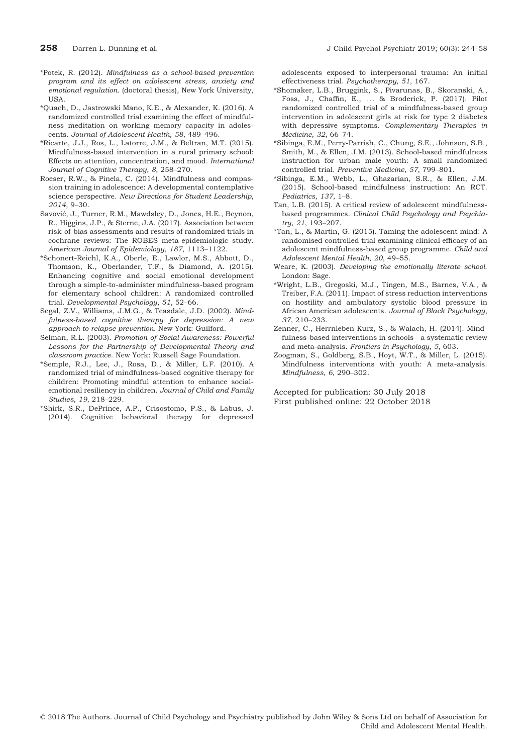*Potek, R. (2012). *Mindfulness as a school-based prevention program and its effect on adolescent stress, anxiety and emotional regulation*. (doctoral thesis), New York University, USA.

*Quach, D., Jastrowski Mano, K.E., & Alexander, K. (2016). A randomized controlled trial examining the effect of mindfulness meditation on working memory capacity in adolescents. *Journal of Adolescent Health*, *58*, 489–496.

*Ricarte, J.J., Ros, L., Latorre, J.M., & Beltran, M.T. (2015). Mindfulness-based intervention in a rural primary school: Effects on attention, concentration, and mood. *International Journal of Cognitive Therapy*, *8*, 258–270.

Roeser, R.W., & Pinela, C. (2014). Mindfulness and compassion training in adolescence: A developmental contemplative science perspective. *New Directions for Student Leadership*, *2014*, 9–30.

Savović, J., Turner, R.M., Mawdsley, D., Jones, H.E., Beynon, R., Higgins, J.P., & Sterne, J.A. (2017). Association between risk-of-bias assessments and results of randomized trials in cochrane reviews: The ROBES meta-epidemiologic study. *American Journal of Epidemiology*, *187*, 1113–1122.

*Schonert-Reichl, K.A., Oberle, E., Lawlor, M.S., Abbott, D., Thomson, K., Oberlander, T.F., & Diamond, A. (2015). Enhancing cognitive and social emotional development through a simple-to-administer mindfulness-based program for elementary school children: A randomized controlled trial. *Developmental Psychology*, *51*, 52–66.

Segal, Z.V., Williams, J.M.G., & Teasdale, J.D. (2002). *Mindfulness-based cognitive therapy for depression: A new approach to relapse prevention*. New York: Guilford.

Selman, R.L. (2003). *Promotion of Social Awareness: Powerful Lessons for the Partnership of Developmental Theory and classroom practice*. New York: Russell Sage Foundation.

*Semple, R.J., Lee, J., Rosa, D., & Miller, L.F. (2010). A randomized trial of mindfulness-based cognitive therapy for children: Promoting mindful attention to enhance social-emotional resiliency in children. *Journal of Child and Family Studies*, *19*, 218–229.

*Shirk, S.R., DePrince, A.P., Crisostomo, P.S., & Labus, J. (2014). Cognitive behavioral therapy for depressed adolescents exposed to interpersonal trauma: An initial effectiveness trial. *Psychotherapy*, *51*, 167.

*Shomaker, L.B., Bruggink, S., Pivarunas, B., Skoranski, A., Foss, J., Chaffin, E., ... & Broderick, P. (2017). Pilot randomized controlled trial of a mindfulness-based group intervention in adolescent girls at risk for type 2 diabetes with depressive symptoms. *Complementary Therapies in Medicine*, *32*, 66–74.

*Sibinga, E.M., Perry-Parrish, C., Chung, S.E., Johnson, S.B., Smith, M., & Ellen, J.M. (2013). School-based mindfulness instruction for urban male youth: A small randomized controlled trial. *Preventive Medicine*, *57*, 799–801.

*Sibinga, E.M., Webb, L., Ghazarian, S.R., & Ellen, J.M. (2015). School-based mindfulness instruction: An RCT. *Pediatrics*, *137*, 1–8.

Tan, L.B. (2015). A critical review of adolescent mindfulness-based programmes. *Clinical Child Psychology and Psychiatry*, *21*, 193–207.

*Tan, L., & Martin, G. (2015). Taming the adolescent mind: A randomised controlled trial examining clinical efficacy of an adolescent mindfulness-based group programme. *Child and Adolescent Mental Health*, *20*, 49–55.

Weare, K. (2003). *Developing the emotionally literate school*. London: Sage.

*Wright, L.B., Gregoski, M.J., Tingen, M.S., Barnes, V.A., & Treiber, F.A. (2011). Impact of stress reduction interventions on hostility and ambulatory systolic blood pressure in African American adolescents. *Journal of Black Psychology*, *37*, 210–233.

Zenner, C., Herrnleben-Kurz, S., & Walach, H. (2014). Mindfulness-based interventions in schools—a systematic review and meta-analysis. *Frontiers in Psychology*, *5*, 603.

Zoogman, S., Goldberg, S.B., Hoyt, W.T., & Miller, L. (2015). Mindfulness interventions with youth: A meta-analysis. *Mindfulness*, *6*, 290–302.

Accepted for publication: 30 July 2018
First published online: 22 October 2018